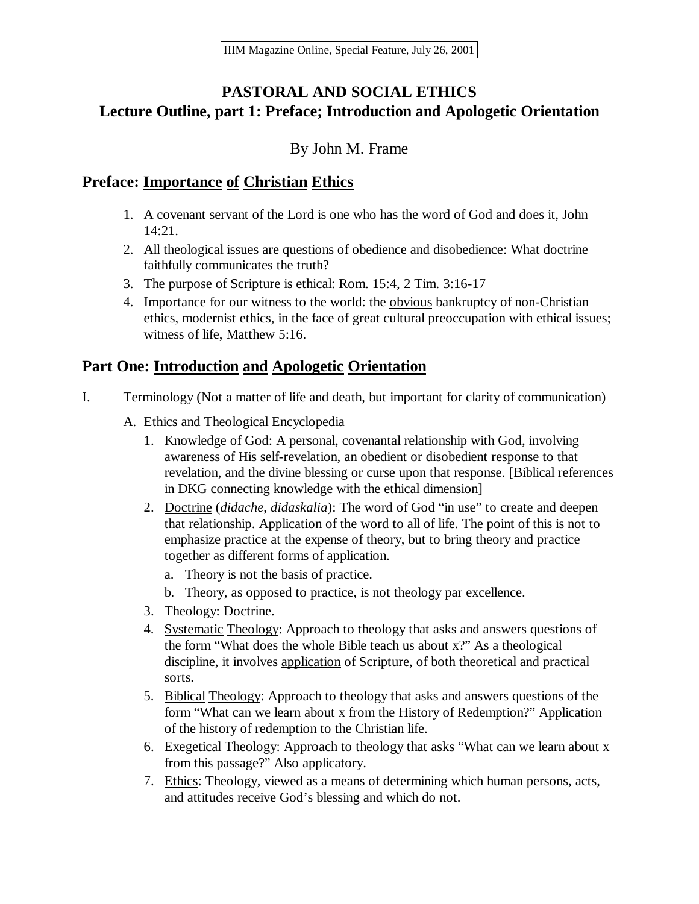IIIM Magazine Online, Special Feature, July 26, 2001

# PASTORAL AND SOCIAL ETHICS
## Lecture Outline, part 1: Preface; Introduction and Apologetic Orientation

By John M. Frame

## Preface: Importance of Christian Ethics

1. A covenant servant of the Lord is one who has the word of God and does it, John 14:21.
2. All theological issues are questions of obedience and disobedience: What doctrine faithfully communicates the truth?
3. The purpose of Scripture is ethical: Rom. 15:4, 2 Tim. 3:16-17
4. Importance for our witness to the world: the obvious bankruptcy of non-Christian ethics, modernist ethics, in the face of great cultural preoccupation with ethical issues; witness of life, Matthew 5:16.

## Part One: Introduction and Apologetic Orientation

I. Terminology (Not a matter of life and death, but important for clarity of communication)

   A. Ethics and Theological Encyclopedia

      1. Knowledge of God: A personal, covenantal relationship with God, involving awareness of His self-revelation, an obedient or disobedient response to that revelation, and the divine blessing or curse upon that response. [Biblical references in DKG connecting knowledge with the ethical dimension]
      2. Doctrine (*didache*, *didaskalia*): The word of God "in use" to create and deepen that relationship. Application of the word to all of life. The point of this is not to emphasize practice at the expense of theory, but to bring theory and practice together as different forms of application.
         a. Theory is not the basis of practice.
         b. Theory, as opposed to practice, is not theology par excellence.
      3. Theology: Doctrine.
      4. Systematic Theology: Approach to theology that asks and answers questions of the form "What does the whole Bible teach us about x?" As a theological discipline, it involves application of Scripture, of both theoretical and practical sorts.
      5. Biblical Theology: Approach to theology that asks and answers questions of the form "What can we learn about x from the History of Redemption?" Application of the history of redemption to the Christian life.
      6. Exegetical Theology: Approach to theology that asks "What can we learn about x from this passage?" Also applicatory.
      7. Ethics: Theology, viewed as a means of determining which human persons, acts, and attitudes receive God's blessing and which do not.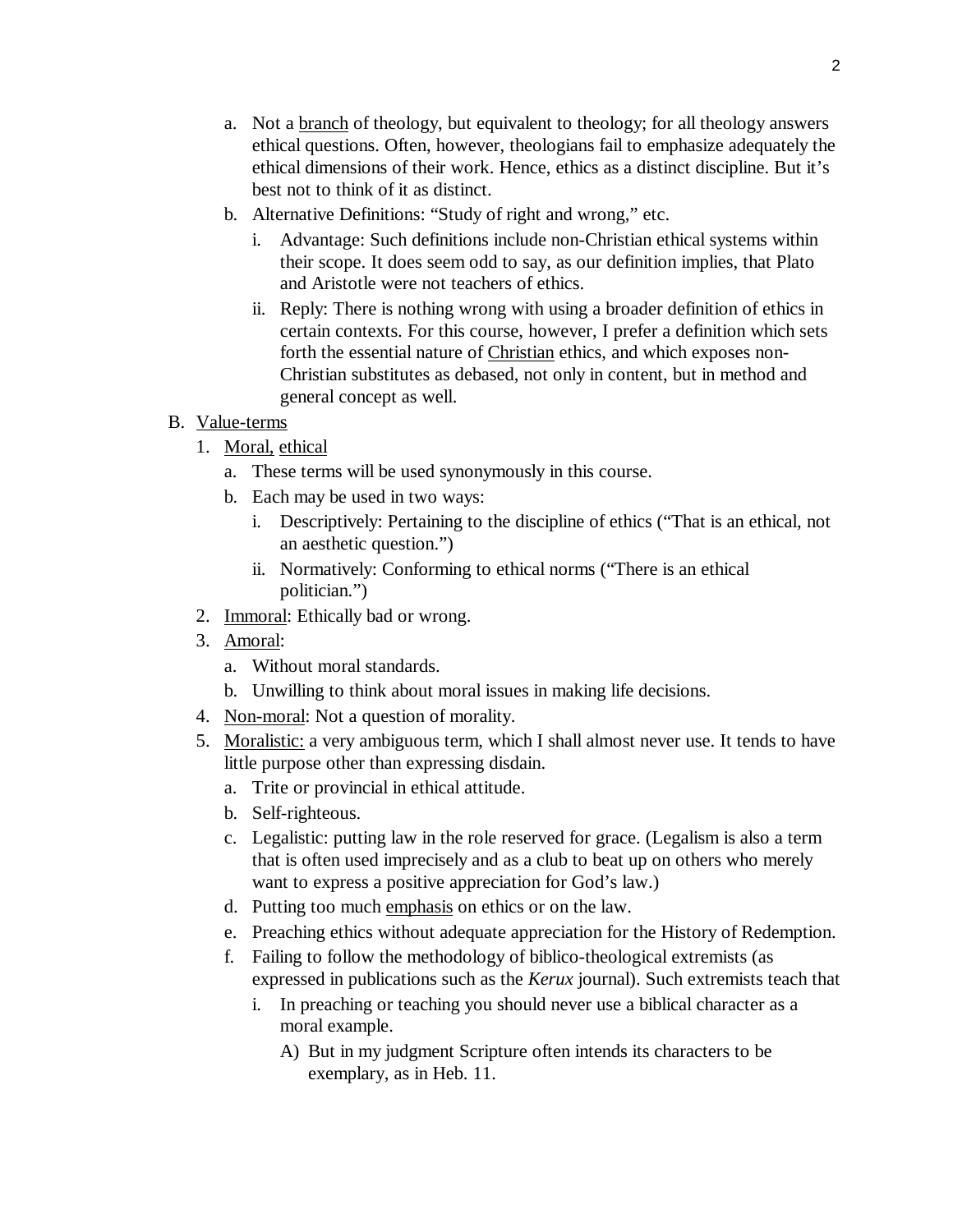a. Not a <u>branch</u> of theology, but equivalent to theology; for all theology answers ethical questions. Often, however, theologians fail to emphasize adequately the ethical dimensions of their work. Hence, ethics as a distinct discipline. But it's best not to think of it as distinct.

b. Alternative Definitions: "Study of right and wrong," etc.

   i. Advantage: Such definitions include non-Christian ethical systems within their scope. It does seem odd to say, as our definition implies, that Plato and Aristotle were not teachers of ethics.

   ii. Reply: There is nothing wrong with using a broader definition of ethics in certain contexts. For this course, however, I prefer a definition which sets forth the essential nature of <u>Christian</u> ethics, and which exposes non-Christian substitutes as debased, not only in content, but in method and general concept as well.

B. <u>Value-terms</u>

1. <u>Moral,</u> <u>ethical</u>

   a. These terms will be used synonymously in this course.

   b. Each may be used in two ways:

      i. Descriptively: Pertaining to the discipline of ethics ("That is an ethical, not an aesthetic question.")

      ii. Normatively: Conforming to ethical norms ("There is an ethical politician.")

2. <u>Immoral</u>: Ethically bad or wrong.

3. <u>Amoral</u>:

   a. Without moral standards.

   b. Unwilling to think about moral issues in making life decisions.

4. <u>Non-moral</u>: Not a question of morality.

5. <u>Moralistic:</u> a very ambiguous term, which I shall almost never use. It tends to have little purpose other than expressing disdain.

   a. Trite or provincial in ethical attitude.

   b. Self-righteous.

   c. Legalistic: putting law in the role reserved for grace. (Legalism is also a term that is often used imprecisely and as a club to beat up on others who merely want to express a positive appreciation for God's law.)

   d. Putting too much <u>emphasis</u> on ethics or on the law.

   e. Preaching ethics without adequate appreciation for the History of Redemption.

   f. Failing to follow the methodology of biblico-theological extremists (as expressed in publications such as the *Kerux* journal). Such extremists teach that

      i. In preaching or teaching you should never use a biblical character as a moral example.

         A) But in my judgment Scripture often intends its characters to be exemplary, as in Heb. 11.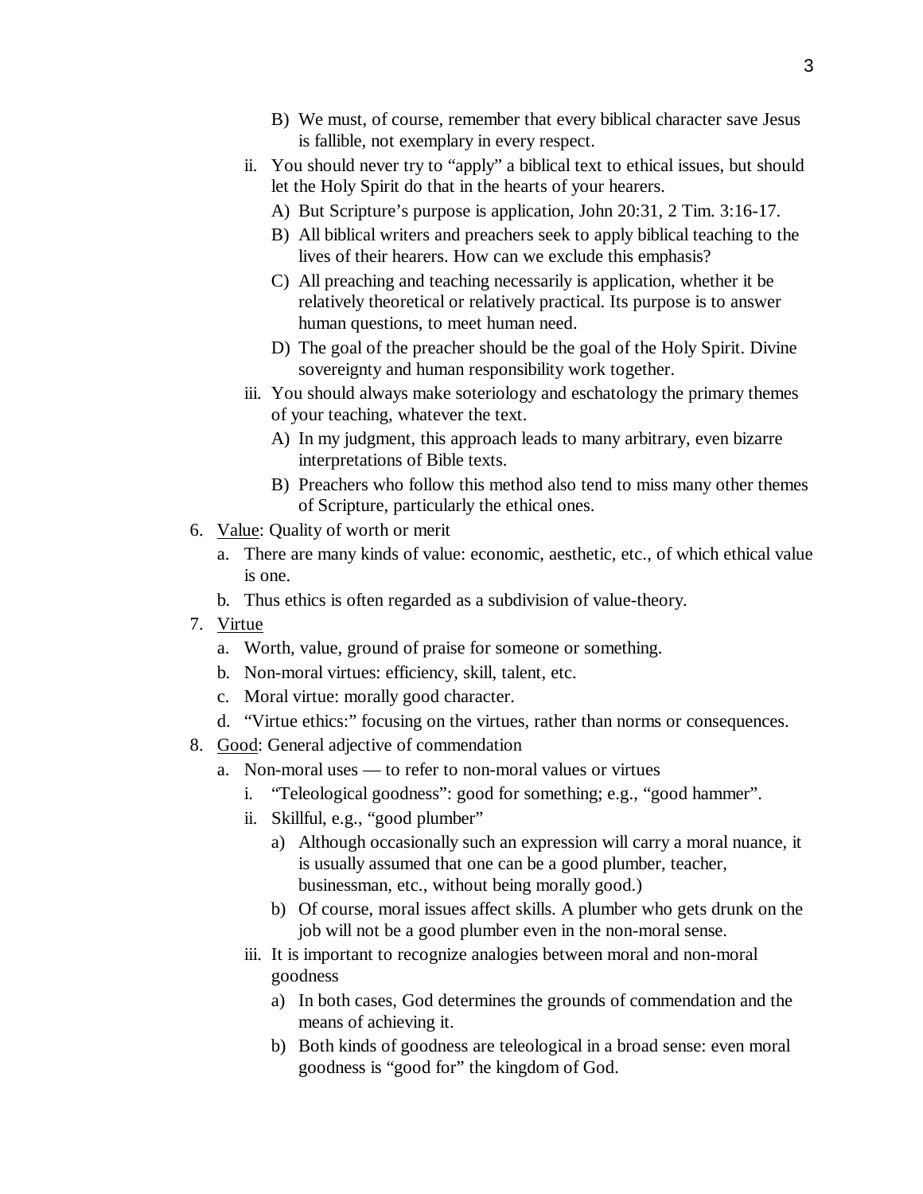B) We must, of course, remember that every biblical character save Jesus is fallible, not exemplary in every respect.

ii. You should never try to "apply" a biblical text to ethical issues, but should let the Holy Spirit do that in the hearts of your hearers.

A) But Scripture's purpose is application, John 20:31, 2 Tim. 3:16-17.

B) All biblical writers and preachers seek to apply biblical teaching to the lives of their hearers. How can we exclude this emphasis?

C) All preaching and teaching necessarily is application, whether it be relatively theoretical or relatively practical. Its purpose is to answer human questions, to meet human need.

D) The goal of the preacher should be the goal of the Holy Spirit. Divine sovereignty and human responsibility work together.

iii. You should always make soteriology and eschatology the primary themes of your teaching, whatever the text.

A) In my judgment, this approach leads to many arbitrary, even bizarre interpretations of Bible texts.

B) Preachers who follow this method also tend to miss many other themes of Scripture, particularly the ethical ones.

6. <u>Value</u>: Quality of worth or merit
   a. There are many kinds of value: economic, aesthetic, etc., of which ethical value is one.
   b. Thus ethics is often regarded as a subdivision of value-theory.

7. <u>Virtue</u>
   a. Worth, value, ground of praise for someone or something.
   b. Non-moral virtues: efficiency, skill, talent, etc.
   c. Moral virtue: morally good character.
   d. "Virtue ethics:" focusing on the virtues, rather than norms or consequences.

8. <u>Good</u>: General adjective of commendation
   a. Non-moral uses — to refer to non-moral values or virtues
      i. "Teleological goodness": good for something; e.g., "good hammer".
      ii. Skillful, e.g., "good plumber"
         a) Although occasionally such an expression will carry a moral nuance, it is usually assumed that one can be a good plumber, teacher, businessman, etc., without being morally good.)
         b) Of course, moral issues affect skills. A plumber who gets drunk on the job will not be a good plumber even in the non-moral sense.
      iii. It is important to recognize analogies between moral and non-moral goodness
         a) In both cases, God determines the grounds of commendation and the means of achieving it.
         b) Both kinds of goodness are teleological in a broad sense: even moral goodness is "good for" the kingdom of God.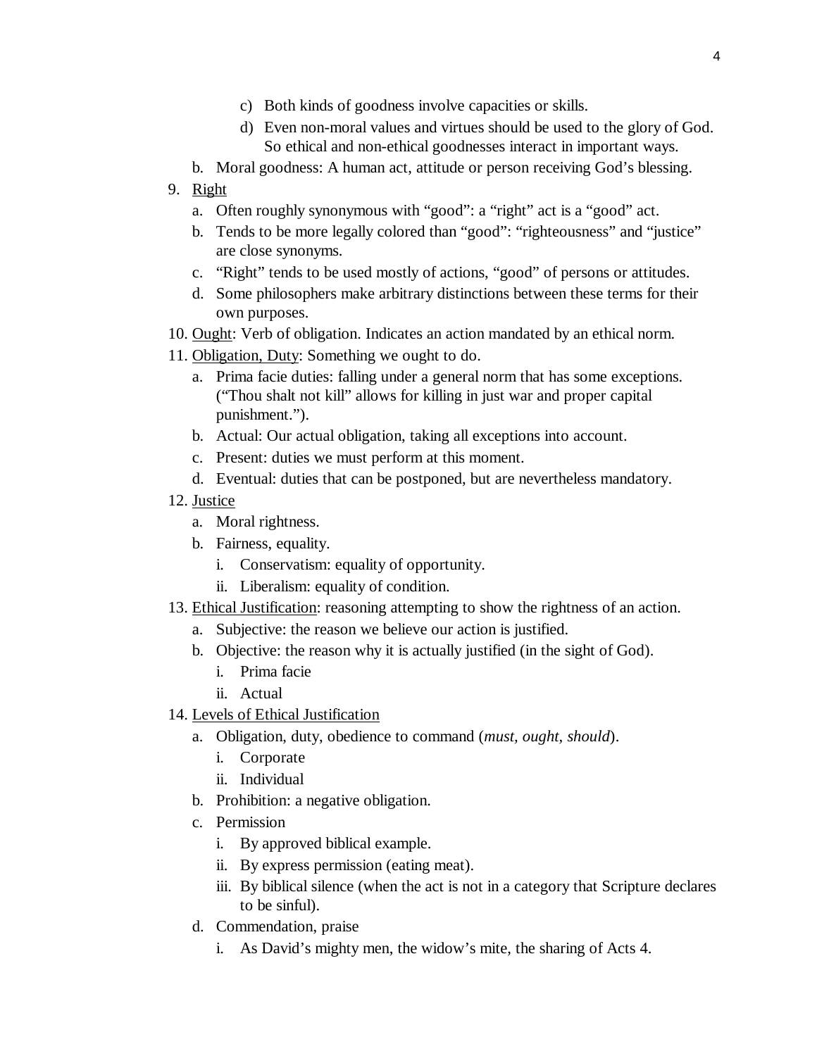- c) Both kinds of goodness involve capacities or skills.
   - d) Even non-moral values and virtues should be used to the glory of God. So ethical and non-ethical goodnesses interact in important ways.

   b. Moral goodness: A human act, attitude or person receiving God's blessing.

9. Right
   - a. Often roughly synonymous with "good": a "right" act is a "good" act.
   - b. Tends to be more legally colored than "good": "righteousness" and "justice" are close synonyms.
   - c. "Right" tends to be used mostly of actions, "good" of persons or attitudes.
   - d. Some philosophers make arbitrary distinctions between these terms for their own purposes.
10. Ought: Verb of obligation. Indicates an action mandated by an ethical norm.
11. Obligation, Duty: Something we ought to do.
    - a. Prima facie duties: falling under a general norm that has some exceptions. ("Thou shalt not kill" allows for killing in just war and proper capital punishment.").
    - b. Actual: Our actual obligation, taking all exceptions into account.
    - c. Present: duties we must perform at this moment.
    - d. Eventual: duties that can be postponed, but are nevertheless mandatory.
12. Justice
    - a. Moral rightness.
    - b. Fairness, equality.
      - i. Conservatism: equality of opportunity.
      - ii. Liberalism: equality of condition.
13. Ethical Justification: reasoning attempting to show the rightness of an action.
    - a. Subjective: the reason we believe our action is justified.
    - b. Objective: the reason why it is actually justified (in the sight of God).
      - i. Prima facie
      - ii. Actual
14. Levels of Ethical Justification
    - a. Obligation, duty, obedience to command (*must, ought, should*).
      - i. Corporate
      - ii. Individual
    - b. Prohibition: a negative obligation.
    - c. Permission
      - i. By approved biblical example.
      - ii. By express permission (eating meat).
      - iii. By biblical silence (when the act is not in a category that Scripture declares to be sinful).
    - d. Commendation, praise
      - i. As David's mighty men, the widow's mite, the sharing of Acts 4.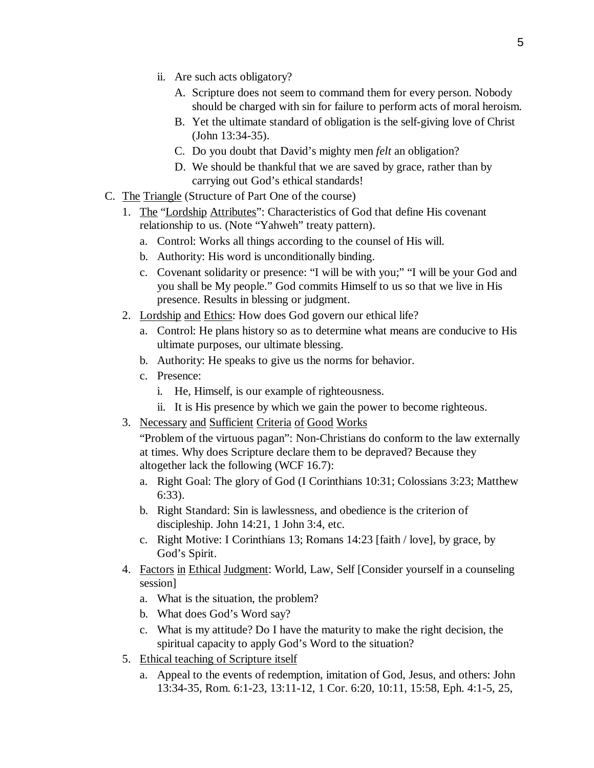- ii. Are such acts obligatory?
  - A. Scripture does not seem to command them for every person. Nobody should be charged with sin for failure to perform acts of moral heroism.
  - B. Yet the ultimate standard of obligation is the self-giving love of Christ (John 13:34-35).
  - C. Do you doubt that David's mighty men *felt* an obligation?
  - D. We should be thankful that we are saved by grace, rather than by carrying out God's ethical standards!

C. <u>The</u> <u>Triangle</u> (Structure of Part One of the course)

1. <u>The</u> "<u>Lordship</u> <u>Attributes</u>": Characteristics of God that define His covenant relationship to us. (Note "Yahweh" treaty pattern).
   - a. Control: Works all things according to the counsel of His will.
   - b. Authority: His word is unconditionally binding.
   - c. Covenant solidarity or presence: "I will be with you;" "I will be your God and you shall be My people." God commits Himself to us so that we live in His presence. Results in blessing or judgment.
2. <u>Lordship</u> <u>and</u> <u>Ethics</u>: How does God govern our ethical life?
   - a. Control: He plans history so as to determine what means are conducive to His ultimate purposes, our ultimate blessing.
   - b. Authority: He speaks to give us the norms for behavior.
   - c. Presence:
     - i. He, Himself, is our example of righteousness.
     - ii. It is His presence by which we gain the power to become righteous.
3. <u>Necessary</u> <u>and</u> <u>Sufficient</u> <u>Criteria</u> <u>of</u> <u>Good</u> <u>Works</u>

   "Problem of the virtuous pagan": Non-Christians do conform to the law externally at times. Why does Scripture declare them to be depraved? Because they altogether lack the following (WCF 16.7):
   - a. Right Goal: The glory of God (I Corinthians 10:31; Colossians 3:23; Matthew 6:33).
   - b. Right Standard: Sin is lawlessness, and obedience is the criterion of discipleship. John 14:21, 1 John 3:4, etc.
   - c. Right Motive: I Corinthians 13; Romans 14:23 [faith / love], by grace, by God's Spirit.
4. <u>Factors</u> <u>in</u> <u>Ethical</u> <u>Judgment</u>: World, Law, Self [Consider yourself in a counseling session]
   - a. What is the situation, the problem?
   - b. What does God's Word say?
   - c. What is my attitude? Do I have the maturity to make the right decision, the spiritual capacity to apply God's Word to the situation?
5. <u>Ethical teaching of Scripture itself</u>
   - a. Appeal to the events of redemption, imitation of God, Jesus, and others: John 13:34-35, Rom. 6:1-23, 13:11-12, 1 Cor. 6:20, 10:11, 15:58, Eph. 4:1-5, 25,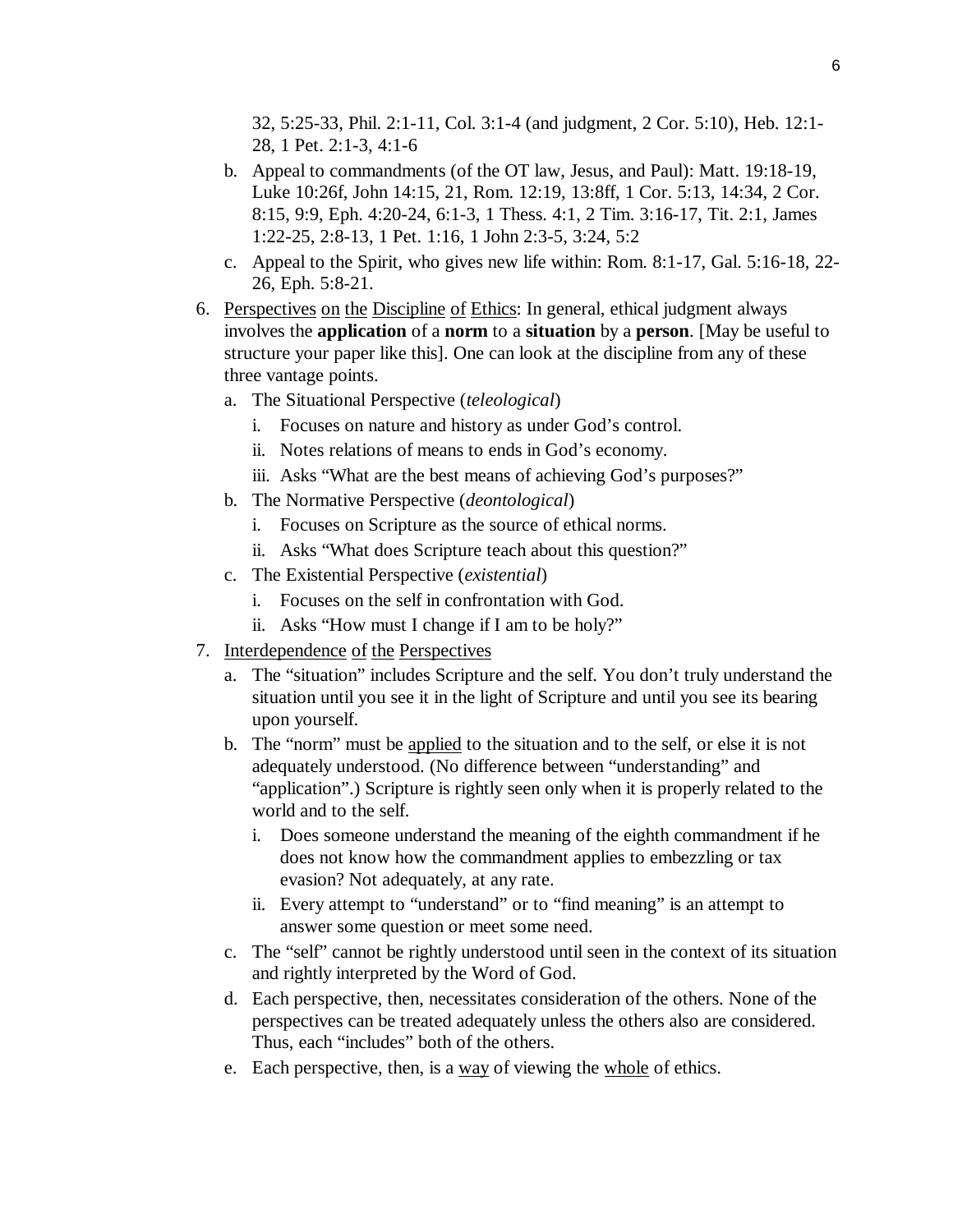32, 5:25-33, Phil. 2:1-11, Col. 3:1-4 (and judgment, 2 Cor. 5:10), Heb. 12:1-28, 1 Pet. 2:1-3, 4:1-6

   b. Appeal to commandments (of the OT law, Jesus, and Paul): Matt. 19:18-19, Luke 10:26f, John 14:15, 21, Rom. 12:19, 13:8ff, 1 Cor. 5:13, 14:34, 2 Cor. 8:15, 9:9, Eph. 4:20-24, 6:1-3, 1 Thess. 4:1, 2 Tim. 3:16-17, Tit. 2:1, James 1:22-25, 2:8-13, 1 Pet. 1:16, 1 John 2:3-5, 3:24, 5:2
   c. Appeal to the Spirit, who gives new life within: Rom. 8:1-17, Gal. 5:16-18, 22-26, Eph. 5:8-21.

6. Perspectives on the Discipline of Ethics: In general, ethical judgment always involves the **application** of a **norm** to a **situation** by a **person**. [May be useful to structure your paper like this]. One can look at the discipline from any of these three vantage points.
   a. The Situational Perspective (*teleological*)
      i. Focuses on nature and history as under God's control.
      ii. Notes relations of means to ends in God's economy.
      iii. Asks "What are the best means of achieving God's purposes?"
   b. The Normative Perspective (*deontological*)
      i. Focuses on Scripture as the source of ethical norms.
      ii. Asks "What does Scripture teach about this question?"
   c. The Existential Perspective (*existential*)
      i. Focuses on the self in confrontation with God.
      ii. Asks "How must I change if I am to be holy?"
7. Interdependence of the Perspectives
   a. The "situation" includes Scripture and the self. You don't truly understand the situation until you see it in the light of Scripture and until you see its bearing upon yourself.
   b. The "norm" must be applied to the situation and to the self, or else it is not adequately understood. (No difference between "understanding" and "application".) Scripture is rightly seen only when it is properly related to the world and to the self.
      i. Does someone understand the meaning of the eighth commandment if he does not know how the commandment applies to embezzling or tax evasion? Not adequately, at any rate.
      ii. Every attempt to "understand" or to "find meaning" is an attempt to answer some question or meet some need.
   c. The "self" cannot be rightly understood until seen in the context of its situation and rightly interpreted by the Word of God.
   d. Each perspective, then, necessitates consideration of the others. None of the perspectives can be treated adequately unless the others also are considered. Thus, each "includes" both of the others.
   e. Each perspective, then, is a way of viewing the whole of ethics.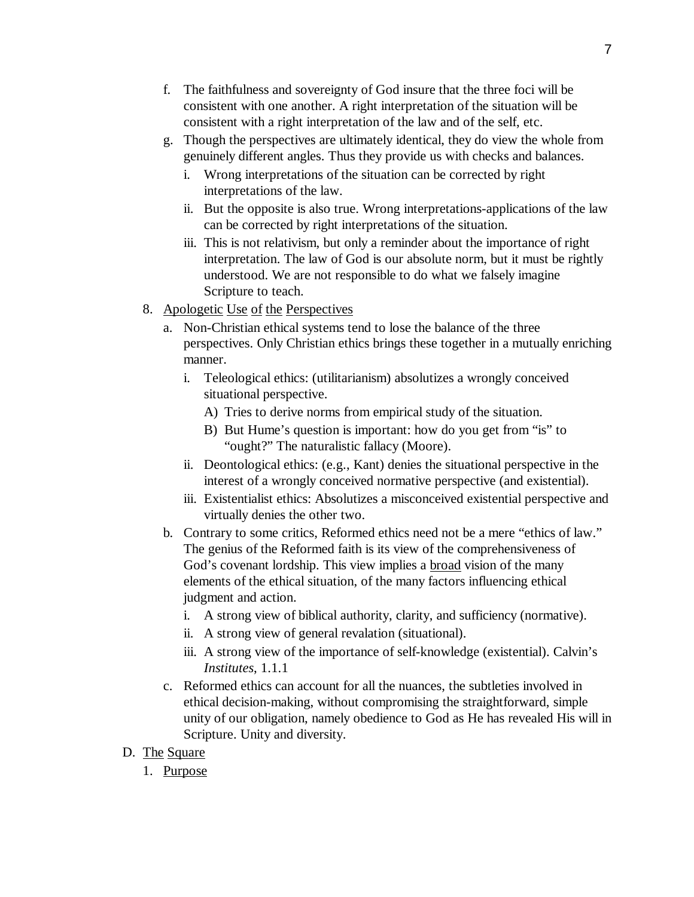f. The faithfulness and sovereignty of God insure that the three foci will be consistent with one another. A right interpretation of the situation will be consistent with a right interpretation of the law and of the self, etc.

g. Though the perspectives are ultimately identical, they do view the whole from genuinely different angles. Thus they provide us with checks and balances.

   i. Wrong interpretations of the situation can be corrected by right interpretations of the law.

   ii. But the opposite is also true. Wrong interpretations-applications of the law can be corrected by right interpretations of the situation.

   iii. This is not relativism, but only a reminder about the importance of right interpretation. The law of God is our absolute norm, but it must be rightly understood. We are not responsible to do what we falsely imagine Scripture to teach.

8. <u>Apologetic Use of the Perspectives</u>

   a. Non-Christian ethical systems tend to lose the balance of the three perspectives. Only Christian ethics brings these together in a mutually enriching manner.

      i. Teleological ethics: (utilitarianism) absolutizes a wrongly conceived situational perspective.

         A) Tries to derive norms from empirical study of the situation.

         B) But Hume's question is important: how do you get from "is" to "ought?" The naturalistic fallacy (Moore).

      ii. Deontological ethics: (e.g., Kant) denies the situational perspective in the interest of a wrongly conceived normative perspective (and existential).

      iii. Existentialist ethics: Absolutizes a misconceived existential perspective and virtually denies the other two.

   b. Contrary to some critics, Reformed ethics need not be a mere "ethics of law." The genius of the Reformed faith is its view of the comprehensiveness of God's covenant lordship. This view implies a <u>broad</u> vision of the many elements of the ethical situation, of the many factors influencing ethical judgment and action.

      i. A strong view of biblical authority, clarity, and sufficiency (normative).

      ii. A strong view of general revalation (situational).

      iii. A strong view of the importance of self-knowledge (existential). Calvin's *Institutes*, 1.1.1

   c. Reformed ethics can account for all the nuances, the subtleties involved in ethical decision-making, without compromising the straightforward, simple unity of our obligation, namely obedience to God as He has revealed His will in Scripture. Unity and diversity.

D. <u>The Square</u>

   1. <u>Purpose</u>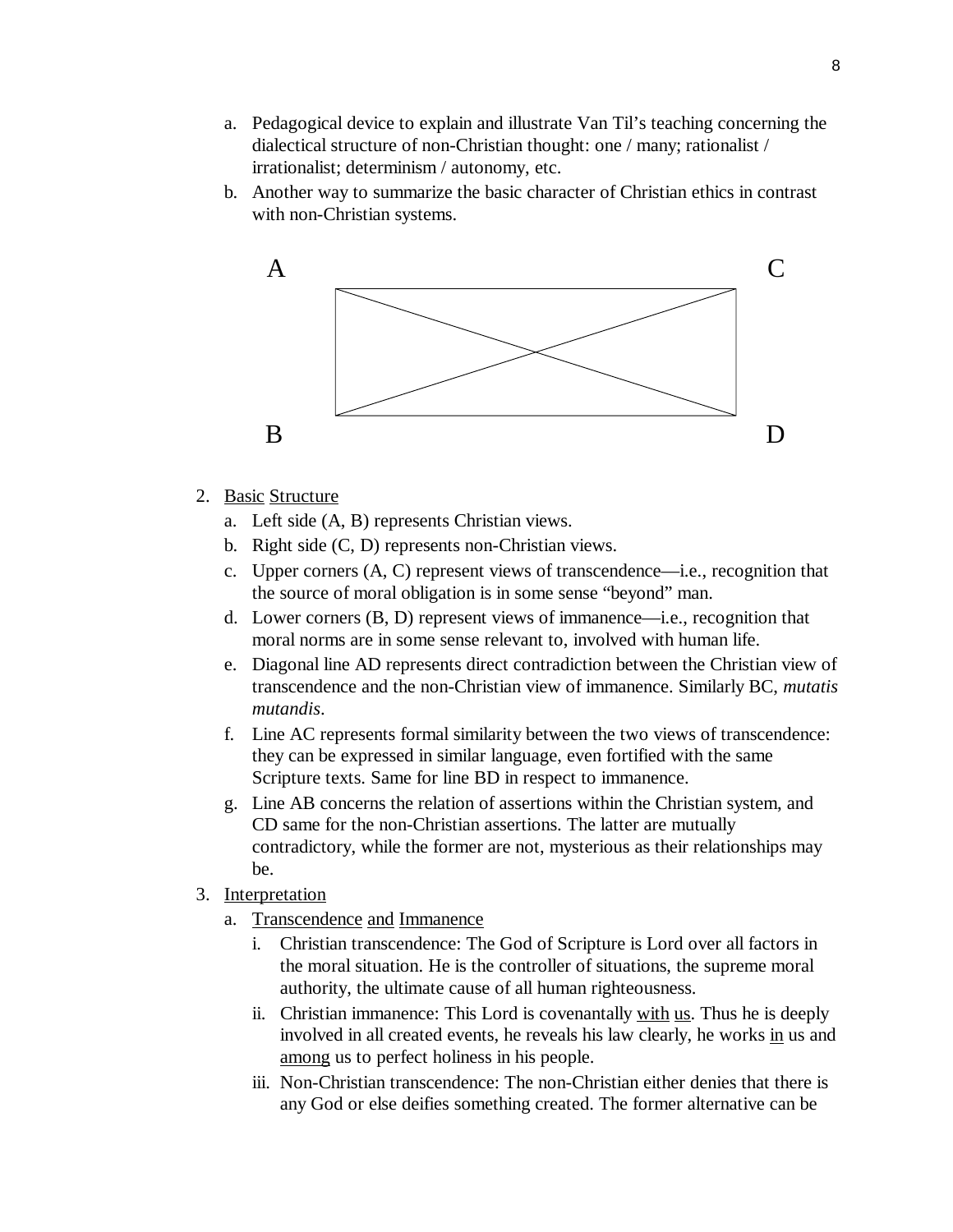a. Pedagogical device to explain and illustrate Van Til's teaching concerning the dialectical structure of non-Christian thought: one / many; rationalist / irrationalist; determinism / autonomy, etc.
b. Another way to summarize the basic character of Christian ethics in contrast with non-Christian systems.

A C

B D

2. Basic Structure
   a. Left side (A, B) represents Christian views.
   b. Right side (C, D) represents non-Christian views.
   c. Upper corners (A, C) represent views of transcendence—i.e., recognition that the source of moral obligation is in some sense "beyond" man.
   d. Lower corners (B, D) represent views of immanence—i.e., recognition that moral norms are in some sense relevant to, involved with human life.
   e. Diagonal line AD represents direct contradiction between the Christian view of transcendence and the non-Christian view of immanence. Similarly BC, *mutatis mutandis*.
   f. Line AC represents formal similarity between the two views of transcendence: they can be expressed in similar language, even fortified with the same Scripture texts. Same for line BD in respect to immanence.
   g. Line AB concerns the relation of assertions within the Christian system, and CD same for the non-Christian assertions. The latter are mutually contradictory, while the former are not, mysterious as their relationships may be.
3. Interpretation
   a. Transcendence and Immanence
      i. Christian transcendence: The God of Scripture is Lord over all factors in the moral situation. He is the controller of situations, the supreme moral authority, the ultimate cause of all human righteousness.
      ii. Christian immanence: This Lord is covenantally with us. Thus he is deeply involved in all created events, he reveals his law clearly, he works in us and among us to perfect holiness in his people.
      iii. Non-Christian transcendence: The non-Christian either denies that there is any God or else deifies something created. The former alternative can be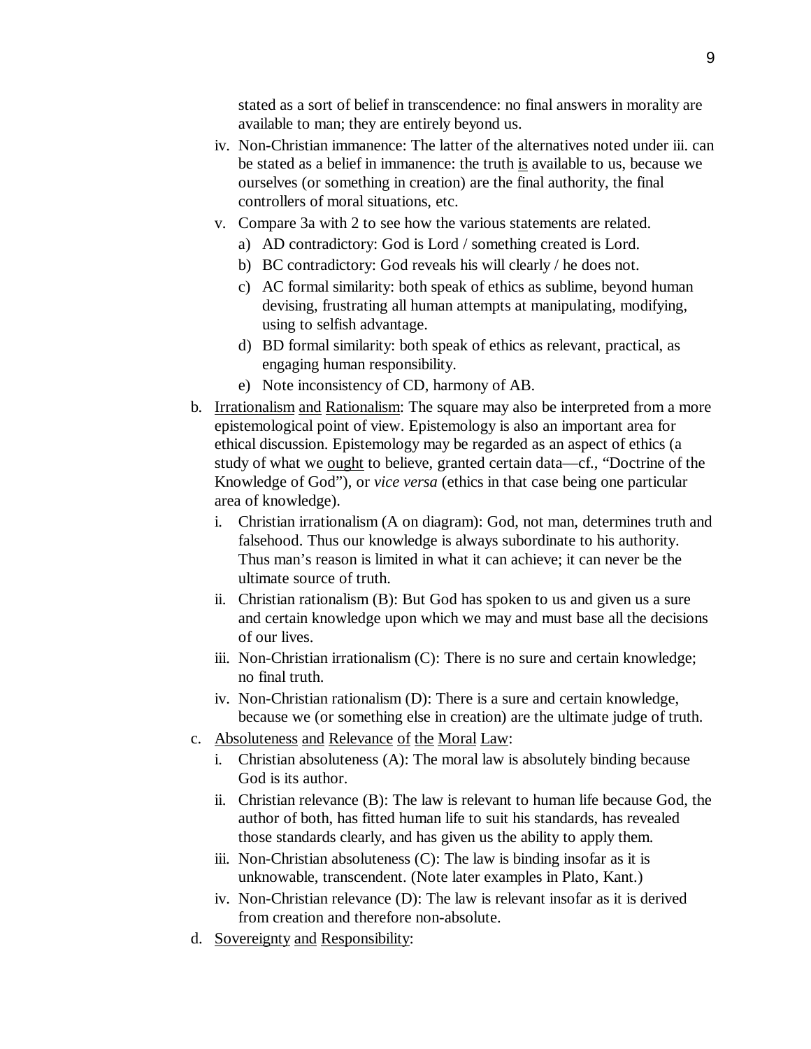stated as a sort of belief in transcendence: no final answers in morality are available to man; they are entirely beyond us.

iv. Non-Christian immanence: The latter of the alternatives noted under iii. can be stated as a belief in immanence: the truth is available to us, because we ourselves (or something in creation) are the final authority, the final controllers of moral situations, etc.

v. Compare 3a with 2 to see how the various statements are related.
   a) AD contradictory: God is Lord / something created is Lord.
   b) BC contradictory: God reveals his will clearly / he does not.
   c) AC formal similarity: both speak of ethics as sublime, beyond human devising, frustrating all human attempts at manipulating, modifying, using to selfish advantage.
   d) BD formal similarity: both speak of ethics as relevant, practical, as engaging human responsibility.
   e) Note inconsistency of CD, harmony of AB.

b. Irrationalism and Rationalism: The square may also be interpreted from a more epistemological point of view. Epistemology is also an important area for ethical discussion. Epistemology may be regarded as an aspect of ethics (a study of what we ought to believe, granted certain data—cf., "Doctrine of the Knowledge of God"), or *vice versa* (ethics in that case being one particular area of knowledge).

   i. Christian irrationalism (A on diagram): God, not man, determines truth and falsehood. Thus our knowledge is always subordinate to his authority. Thus man's reason is limited in what it can achieve; it can never be the ultimate source of truth.
   ii. Christian rationalism (B): But God has spoken to us and given us a sure and certain knowledge upon which we may and must base all the decisions of our lives.
   iii. Non-Christian irrationalism (C): There is no sure and certain knowledge; no final truth.
   iv. Non-Christian rationalism (D): There is a sure and certain knowledge, because we (or something else in creation) are the ultimate judge of truth.

c. Absoluteness and Relevance of the Moral Law:
   i. Christian absoluteness (A): The moral law is absolutely binding because God is its author.
   ii. Christian relevance (B): The law is relevant to human life because God, the author of both, has fitted human life to suit his standards, has revealed those standards clearly, and has given us the ability to apply them.
   iii. Non-Christian absoluteness (C): The law is binding insofar as it is unknowable, transcendent. (Note later examples in Plato, Kant.)
   iv. Non-Christian relevance (D): The law is relevant insofar as it is derived from creation and therefore non-absolute.

d. Sovereignty and Responsibility: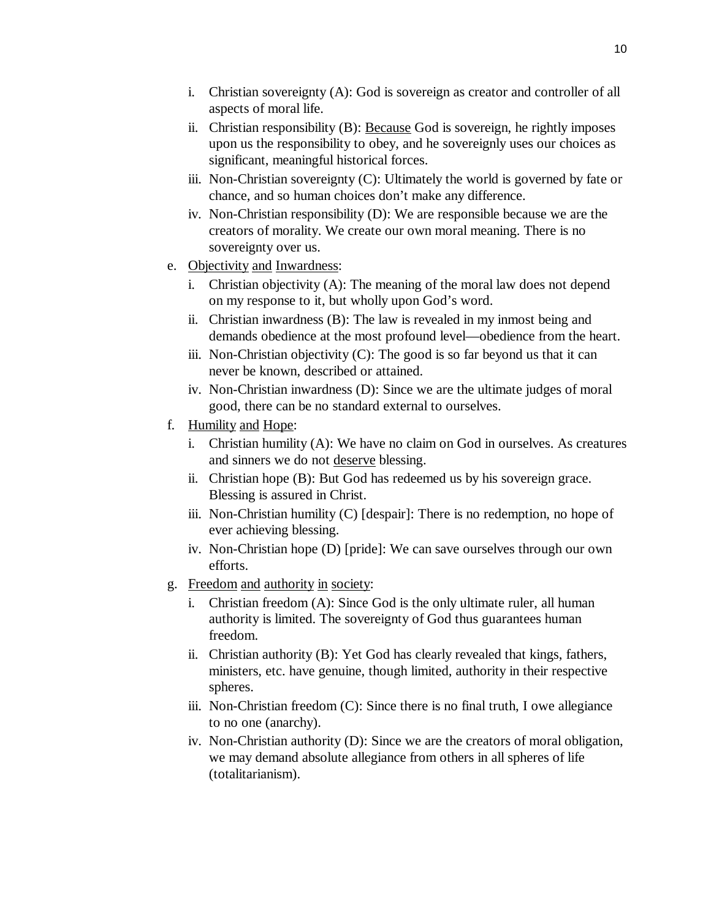i. Christian sovereignty (A): God is sovereign as creator and controller of all aspects of moral life.
   ii. Christian responsibility (B): <u>Because</u> God is sovereign, he rightly imposes upon us the responsibility to obey, and he sovereignly uses our choices as significant, meaningful historical forces.
   iii. Non-Christian sovereignty (C): Ultimately the world is governed by fate or chance, and so human choices don't make any difference.
   iv. Non-Christian responsibility (D): We are responsible because we are the creators of morality. We create our own moral meaning. There is no sovereignty over us.

e. <u>Objectivity</u> <u>and</u> <u>Inwardness</u>:
   i. Christian objectivity (A): The meaning of the moral law does not depend on my response to it, but wholly upon God's word.
   ii. Christian inwardness (B): The law is revealed in my inmost being and demands obedience at the most profound level—obedience from the heart.
   iii. Non-Christian objectivity (C): The good is so far beyond us that it can never be known, described or attained.
   iv. Non-Christian inwardness (D): Since we are the ultimate judges of moral good, there can be no standard external to ourselves.

f. <u>Humility</u> <u>and</u> <u>Hope</u>:
   i. Christian humility (A): We have no claim on God in ourselves. As creatures and sinners we do not <u>deserve</u> blessing.
   ii. Christian hope (B): But God has redeemed us by his sovereign grace. Blessing is assured in Christ.
   iii. Non-Christian humility (C) [despair]: There is no redemption, no hope of ever achieving blessing.
   iv. Non-Christian hope (D) [pride]: We can save ourselves through our own efforts.

g. <u>Freedom</u> <u>and</u> <u>authority</u> <u>in</u> <u>society</u>:
   i. Christian freedom (A): Since God is the only ultimate ruler, all human authority is limited. The sovereignty of God thus guarantees human freedom.
   ii. Christian authority (B): Yet God has clearly revealed that kings, fathers, ministers, etc. have genuine, though limited, authority in their respective spheres.
   iii. Non-Christian freedom (C): Since there is no final truth, I owe allegiance to no one (anarchy).
   iv. Non-Christian authority (D): Since we are the creators of moral obligation, we may demand absolute allegiance from others in all spheres of life (totalitarianism).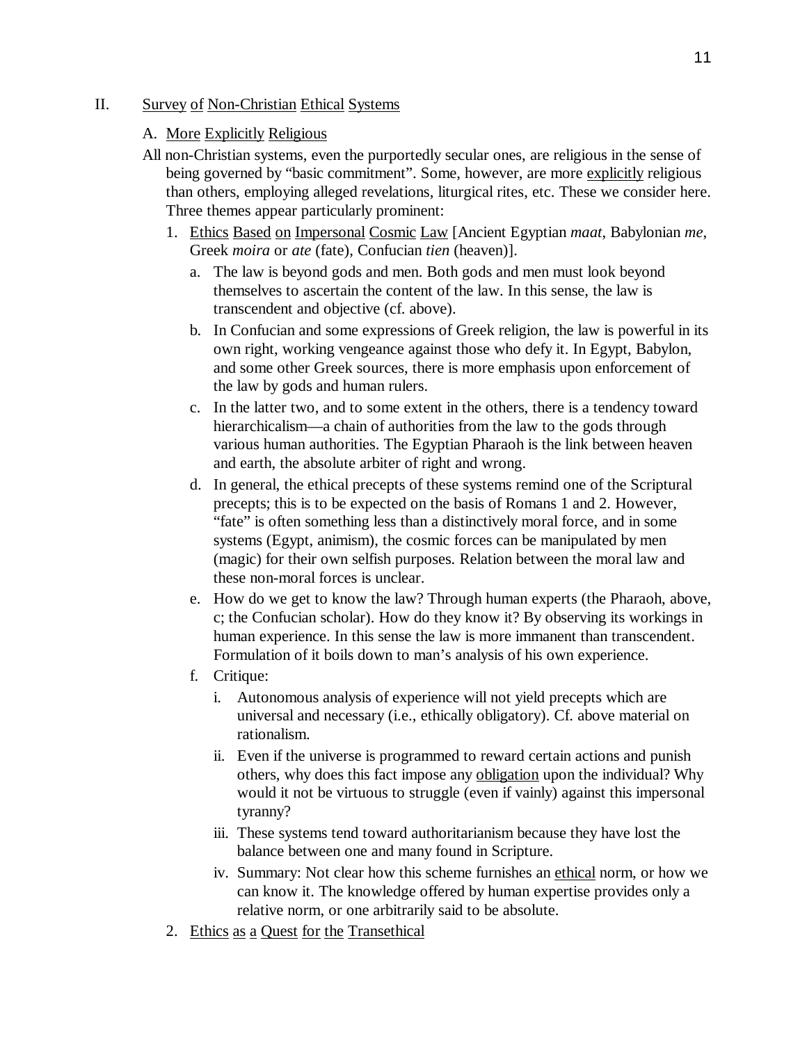## II. <u>Survey of Non-Christian Ethical Systems</u>

### A. <u>More Explicitly Religious</u>

All non-Christian systems, even the purportedly secular ones, are religious in the sense of being governed by "basic commitment". Some, however, are more <u>explicitly</u> religious than others, employing alleged revelations, liturgical rites, etc. These we consider here. Three themes appear particularly prominent:

1. <u>Ethics Based on Impersonal Cosmic Law</u> [Ancient Egyptian *maat*, Babylonian *me*, Greek *moira* or *ate* (fate), Confucian *tien* (heaven)].
   a. The law is beyond gods and men. Both gods and men must look beyond themselves to ascertain the content of the law. In this sense, the law is transcendent and objective (cf. above).
   b. In Confucian and some expressions of Greek religion, the law is powerful in its own right, working vengeance against those who defy it. In Egypt, Babylon, and some other Greek sources, there is more emphasis upon enforcement of the law by gods and human rulers.
   c. In the latter two, and to some extent in the others, there is a tendency toward hierarchicalism—a chain of authorities from the law to the gods through various human authorities. The Egyptian Pharaoh is the link between heaven and earth, the absolute arbiter of right and wrong.
   d. In general, the ethical precepts of these systems remind one of the Scriptural precepts; this is to be expected on the basis of Romans 1 and 2. However, "fate" is often something less than a distinctively moral force, and in some systems (Egypt, animism), the cosmic forces can be manipulated by men (magic) for their own selfish purposes. Relation between the moral law and these non-moral forces is unclear.
   e. How do we get to know the law? Through human experts (the Pharaoh, above, c; the Confucian scholar). How do they know it? By observing its workings in human experience. In this sense the law is more immanent than transcendent. Formulation of it boils down to man's analysis of his own experience.
   f. Critique:
      i. Autonomous analysis of experience will not yield precepts which are universal and necessary (i.e., ethically obligatory). Cf. above material on rationalism.
      ii. Even if the universe is programmed to reward certain actions and punish others, why does this fact impose any <u>obligation</u> upon the individual? Why would it not be virtuous to struggle (even if vainly) against this impersonal tyranny?
      iii. These systems tend toward authoritarianism because they have lost the balance between one and many found in Scripture.
      iv. Summary: Not clear how this scheme furnishes an <u>ethical</u> norm, or how we can know it. The knowledge offered by human expertise provides only a relative norm, or one arbitrarily said to be absolute.
2. <u>Ethics as a Quest for the Transethical</u>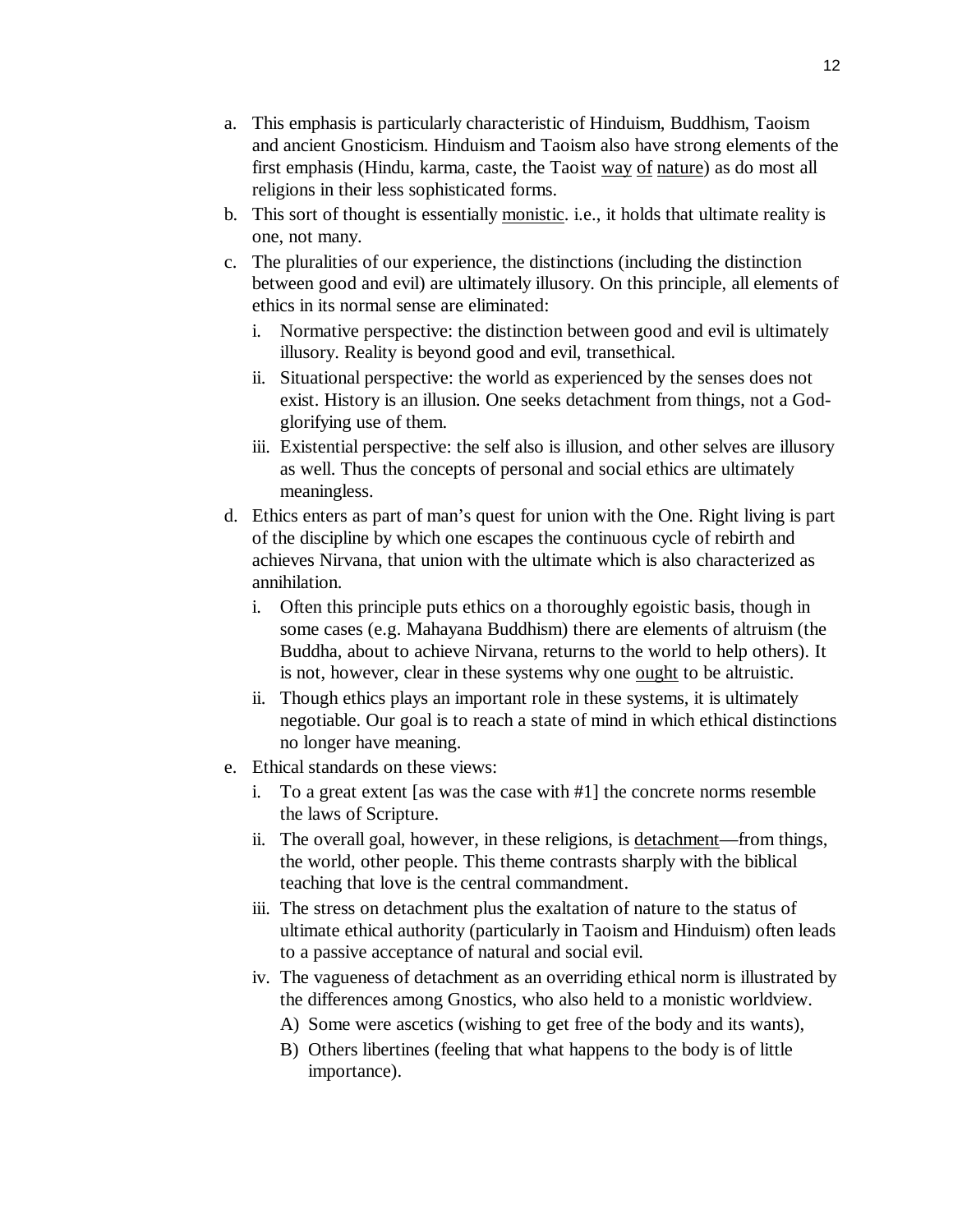a. This emphasis is particularly characteristic of Hinduism, Buddhism, Taoism and ancient Gnosticism. Hinduism and Taoism also have strong elements of the first emphasis (Hindu, karma, caste, the Taoist <u>way</u> <u>of</u> <u>nature</u>) as do most all religions in their less sophisticated forms.

b. This sort of thought is essentially <u>monistic</u>. i.e., it holds that ultimate reality is one, not many.

c. The pluralities of our experience, the distinctions (including the distinction between good and evil) are ultimately illusory. On this principle, all elements of ethics in its normal sense are eliminated:

   i. Normative perspective: the distinction between good and evil is ultimately illusory. Reality is beyond good and evil, transethical.

   ii. Situational perspective: the world as experienced by the senses does not exist. History is an illusion. One seeks detachment from things, not a God-glorifying use of them.

   iii. Existential perspective: the self also is illusion, and other selves are illusory as well. Thus the concepts of personal and social ethics are ultimately meaningless.

d. Ethics enters as part of man's quest for union with the One. Right living is part of the discipline by which one escapes the continuous cycle of rebirth and achieves Nirvana, that union with the ultimate which is also characterized as annihilation.

   i. Often this principle puts ethics on a thoroughly egoistic basis, though in some cases (e.g. Mahayana Buddhism) there are elements of altruism (the Buddha, about to achieve Nirvana, returns to the world to help others). It is not, however, clear in these systems why one <u>ought</u> to be altruistic.

   ii. Though ethics plays an important role in these systems, it is ultimately negotiable. Our goal is to reach a state of mind in which ethical distinctions no longer have meaning.

e. Ethical standards on these views:

   i. To a great extent [as was the case with #1] the concrete norms resemble the laws of Scripture.

   ii. The overall goal, however, in these religions, is <u>detachment</u>—from things, the world, other people. This theme contrasts sharply with the biblical teaching that love is the central commandment.

   iii. The stress on detachment plus the exaltation of nature to the status of ultimate ethical authority (particularly in Taoism and Hinduism) often leads to a passive acceptance of natural and social evil.

   iv. The vagueness of detachment as an overriding ethical norm is illustrated by the differences among Gnostics, who also held to a monistic worldview.

      A) Some were ascetics (wishing to get free of the body and its wants),

      B) Others libertines (feeling that what happens to the body is of little importance).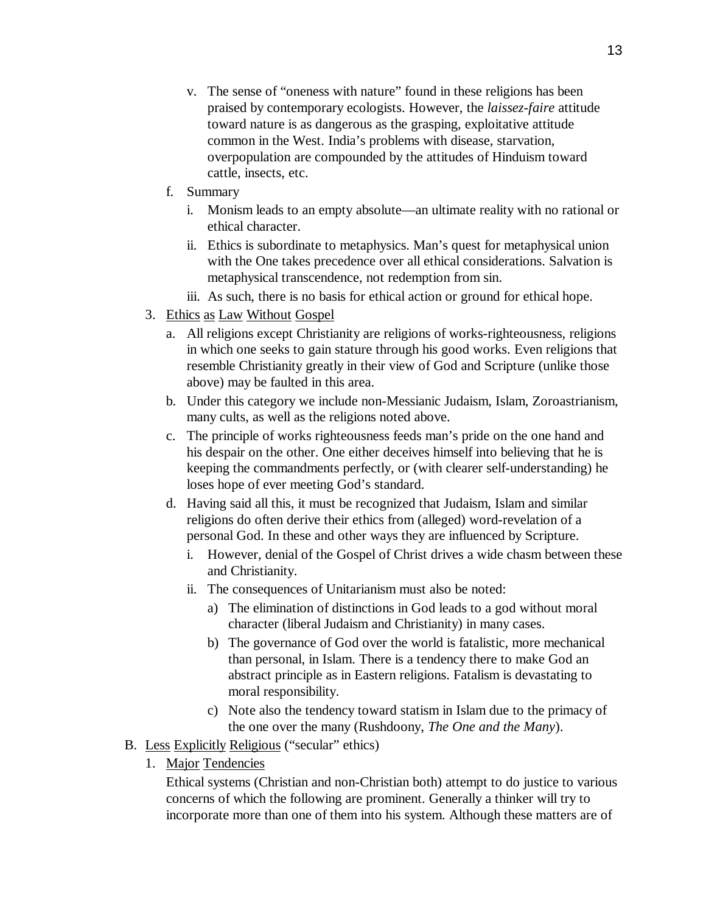v. The sense of "oneness with nature" found in these religions has been praised by contemporary ecologists. However, the *laissez-faire* attitude toward nature is as dangerous as the grasping, exploitative attitude common in the West. India's problems with disease, starvation, overpopulation are compounded by the attitudes of Hinduism toward cattle, insects, etc.

f. Summary

i. Monism leads to an empty absolute—an ultimate reality with no rational or ethical character.

ii. Ethics is subordinate to metaphysics. Man's quest for metaphysical union with the One takes precedence over all ethical considerations. Salvation is metaphysical transcendence, not redemption from sin.

iii. As such, there is no basis for ethical action or ground for ethical hope.

3. Ethics as Law Without Gospel

a. All religions except Christianity are religions of works-righteousness, religions in which one seeks to gain stature through his good works. Even religions that resemble Christianity greatly in their view of God and Scripture (unlike those above) may be faulted in this area.

b. Under this category we include non-Messianic Judaism, Islam, Zoroastrianism, many cults, as well as the religions noted above.

c. The principle of works righteousness feeds man's pride on the one hand and his despair on the other. One either deceives himself into believing that he is keeping the commandments perfectly, or (with clearer self-understanding) he loses hope of ever meeting God's standard.

d. Having said all this, it must be recognized that Judaism, Islam and similar religions do often derive their ethics from (alleged) word-revelation of a personal God. In these and other ways they are influenced by Scripture.

i. However, denial of the Gospel of Christ drives a wide chasm between these and Christianity.

ii. The consequences of Unitarianism must also be noted:

a) The elimination of distinctions in God leads to a god without moral character (liberal Judaism and Christianity) in many cases.

b) The governance of God over the world is fatalistic, more mechanical than personal, in Islam. There is a tendency there to make God an abstract principle as in Eastern religions. Fatalism is devastating to moral responsibility.

c) Note also the tendency toward statism in Islam due to the primacy of the one over the many (Rushdoony, *The One and the Many*).

B. Less Explicitly Religious ("secular" ethics)

1. Major Tendencies

Ethical systems (Christian and non-Christian both) attempt to do justice to various concerns of which the following are prominent. Generally a thinker will try to incorporate more than one of them into his system. Although these matters are of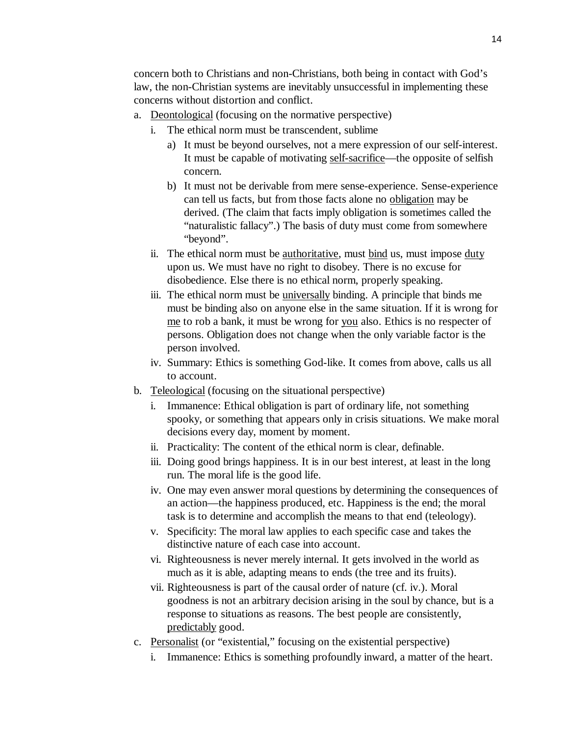concern both to Christians and non-Christians, both being in contact with God's law, the non-Christian systems are inevitably unsuccessful in implementing these concerns without distortion and conflict.

a. Deontological (focusing on the normative perspective)
    i. The ethical norm must be transcendent, sublime
        a) It must be beyond ourselves, not a mere expression of our self-interest. It must be capable of motivating self-sacrifice—the opposite of selfish concern.
        b) It must not be derivable from mere sense-experience. Sense-experience can tell us facts, but from those facts alone no obligation may be derived. (The claim that facts imply obligation is sometimes called the "naturalistic fallacy".) The basis of duty must come from somewhere "beyond".
    ii. The ethical norm must be authoritative, must bind us, must impose duty upon us. We must have no right to disobey. There is no excuse for disobedience. Else there is no ethical norm, properly speaking.
    iii. The ethical norm must be universally binding. A principle that binds me must be binding also on anyone else in the same situation. If it is wrong for me to rob a bank, it must be wrong for you also. Ethics is no respecter of persons. Obligation does not change when the only variable factor is the person involved.
    iv. Summary: Ethics is something God-like. It comes from above, calls us all to account.
b. Teleological (focusing on the situational perspective)
    i. Immanence: Ethical obligation is part of ordinary life, not something spooky, or something that appears only in crisis situations. We make moral decisions every day, moment by moment.
    ii. Practicality: The content of the ethical norm is clear, definable.
    iii. Doing good brings happiness. It is in our best interest, at least in the long run. The moral life is the good life.
    iv. One may even answer moral questions by determining the consequences of an action—the happiness produced, etc. Happiness is the end; the moral task is to determine and accomplish the means to that end (teleology).
    v. Specificity: The moral law applies to each specific case and takes the distinctive nature of each case into account.
    vi. Righteousness is never merely internal. It gets involved in the world as much as it is able, adapting means to ends (the tree and its fruits).
    vii. Righteousness is part of the causal order of nature (cf. iv.). Moral goodness is not an arbitrary decision arising in the soul by chance, but is a response to situations as reasons. The best people are consistently, predictably good.
c. Personalist (or "existential," focusing on the existential perspective)
    i. Immanence: Ethics is something profoundly inward, a matter of the heart.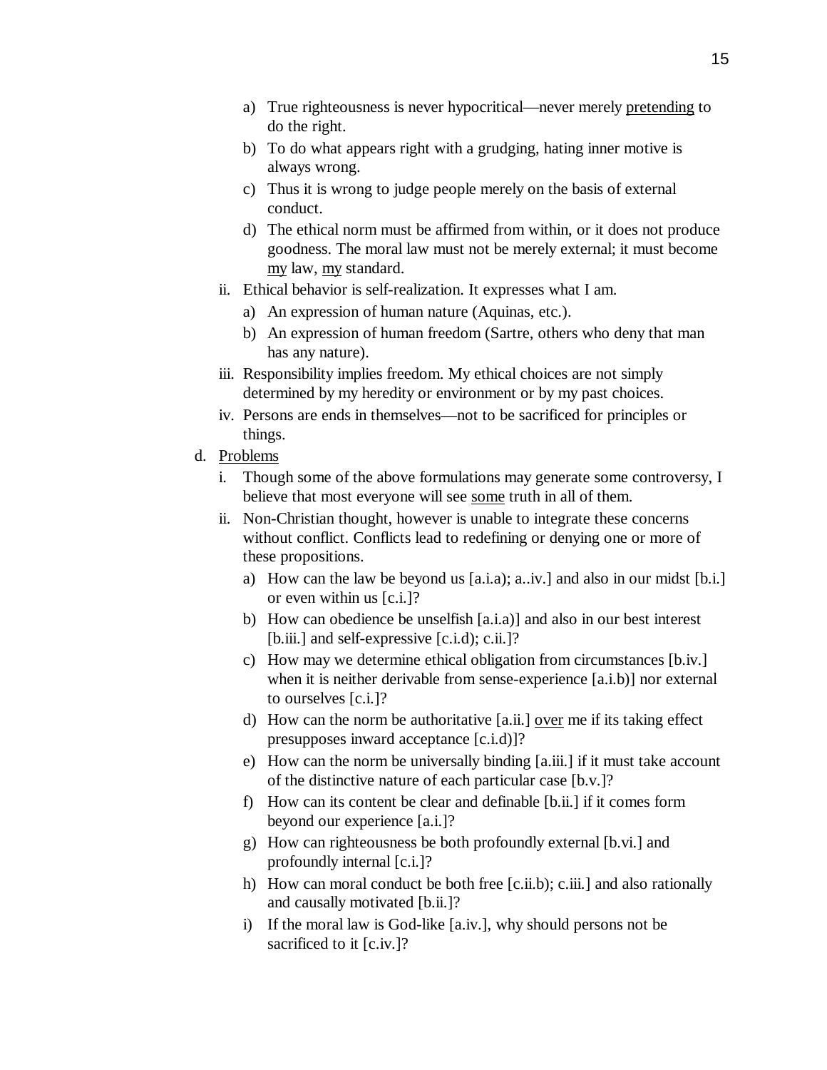a) True righteousness is never hypocritical—never merely <u>pretending</u> to do the right.
b) To do what appears right with a grudging, hating inner motive is always wrong.
c) Thus it is wrong to judge people merely on the basis of external conduct.
d) The ethical norm must be affirmed from within, or it does not produce goodness. The moral law must not be merely external; it must become <u>my</u> law, <u>my</u> standard.

ii. Ethical behavior is self-realization. It expresses what I am.
  a) An expression of human nature (Aquinas, etc.).
  b) An expression of human freedom (Sartre, others who deny that man has any nature).

iii. Responsibility implies freedom. My ethical choices are not simply determined by my heredity or environment or by my past choices.

iv. Persons are ends in themselves—not to be sacrificed for principles or things.

d. <u>Problems</u>

i. Though some of the above formulations may generate some controversy, I believe that most everyone will see <u>some</u> truth in all of them.

ii. Non-Christian thought, however is unable to integrate these concerns without conflict. Conflicts lead to redefining or denying one or more of these propositions.
  a) How can the law be beyond us [a.i.a); a..iv.] and also in our midst [b.i.] or even within us [c.i.]?
  b) How can obedience be unselfish [a.i.a)] and also in our best interest [b.iii.] and self-expressive [c.i.d); c.ii.]?
  c) How may we determine ethical obligation from circumstances [b.iv.] when it is neither derivable from sense-experience [a.i.b)] nor external to ourselves [c.i.]?
  d) How can the norm be authoritative [a.ii.] <u>over</u> me if its taking effect presupposes inward acceptance [c.i.d)]?
  e) How can the norm be universally binding [a.iii.] if it must take account of the distinctive nature of each particular case [b.v.]?
  f) How can its content be clear and definable [b.ii.] if it comes form beyond our experience [a.i.]?
  g) How can righteousness be both profoundly external [b.vi.] and profoundly internal [c.i.]?
  h) How can moral conduct be both free [c.ii.b); c.iii.] and also rationally and causally motivated [b.ii.]?
  i) If the moral law is God-like [a.iv.], why should persons not be sacrificed to it [c.iv.]?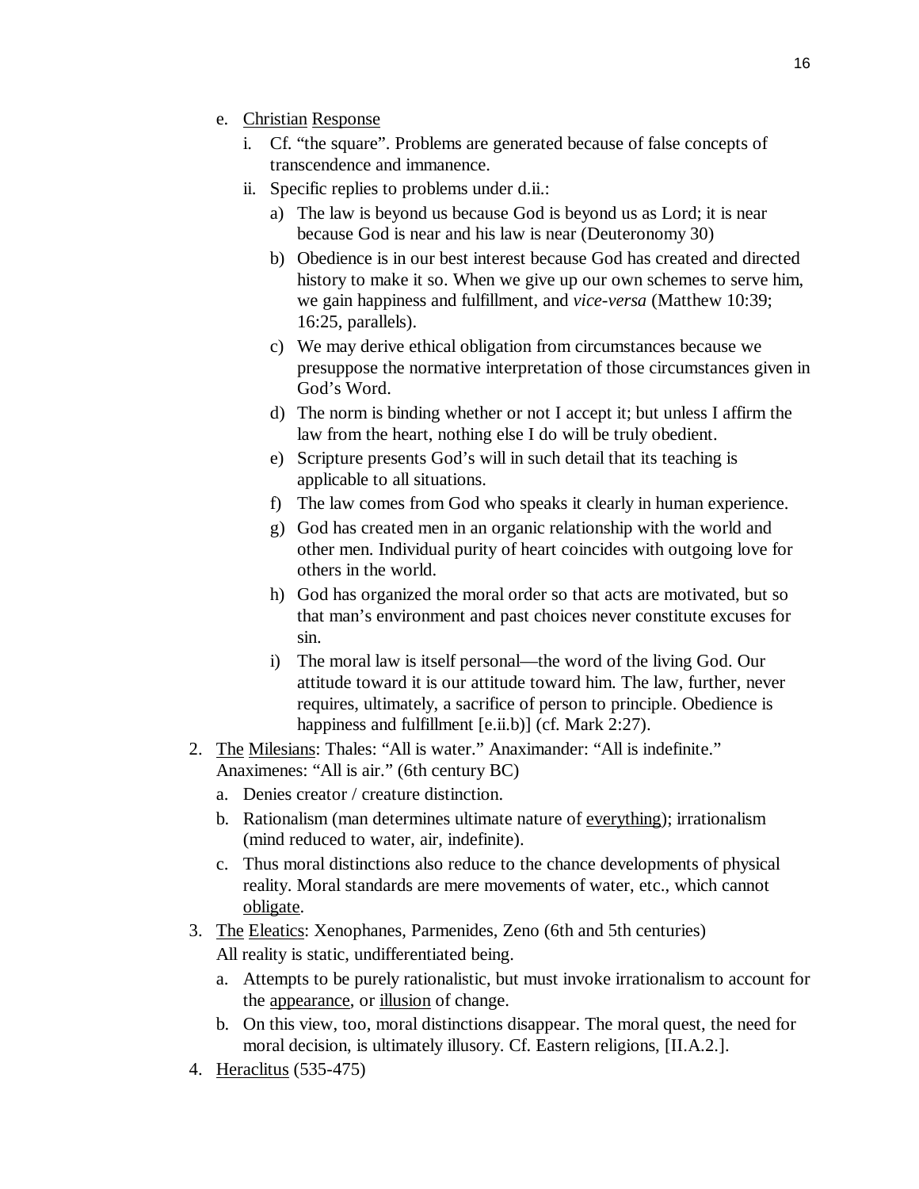e. <u>Christian</u> <u>Response</u>

   i. Cf. "the square". Problems are generated because of false concepts of transcendence and immanence.

   ii. Specific replies to problems under d.ii.:

      a) The law is beyond us because God is beyond us as Lord; it is near because God is near and his law is near (Deuteronomy 30)

      b) Obedience is in our best interest because God has created and directed history to make it so. When we give up our own schemes to serve him, we gain happiness and fulfillment, and *vice-versa* (Matthew 10:39; 16:25, parallels).

      c) We may derive ethical obligation from circumstances because we presuppose the normative interpretation of those circumstances given in God's Word.

      d) The norm is binding whether or not I accept it; but unless I affirm the law from the heart, nothing else I do will be truly obedient.

      e) Scripture presents God's will in such detail that its teaching is applicable to all situations.

      f) The law comes from God who speaks it clearly in human experience.

      g) God has created men in an organic relationship with the world and other men. Individual purity of heart coincides with outgoing love for others in the world.

      h) God has organized the moral order so that acts are motivated, but so that man's environment and past choices never constitute excuses for sin.

      i) The moral law is itself personal—the word of the living God. Our attitude toward it is our attitude toward him. The law, further, never requires, ultimately, a sacrifice of person to principle. Obedience is happiness and fulfillment [e.ii.b)] (cf. Mark 2:27).

2. <u>The</u> <u>Milesians</u>: Thales: "All is water." Anaximander: "All is indefinite." Anaximenes: "All is air." (6th century BC)

   a. Denies creator / creature distinction.

   b. Rationalism (man determines ultimate nature of <u>everything</u>); irrationalism (mind reduced to water, air, indefinite).

   c. Thus moral distinctions also reduce to the chance developments of physical reality. Moral standards are mere movements of water, etc., which cannot <u>obligate</u>.

3. <u>The</u> <u>Eleatics</u>: Xenophanes, Parmenides, Zeno (6th and 5th centuries)
   All reality is static, undifferentiated being.

   a. Attempts to be purely rationalistic, but must invoke irrationalism to account for the <u>appearance</u>, or <u>illusion</u> of change.

   b. On this view, too, moral distinctions disappear. The moral quest, the need for moral decision, is ultimately illusory. Cf. Eastern religions, [II.A.2.].

4. <u>Heraclitus</u> (535-475)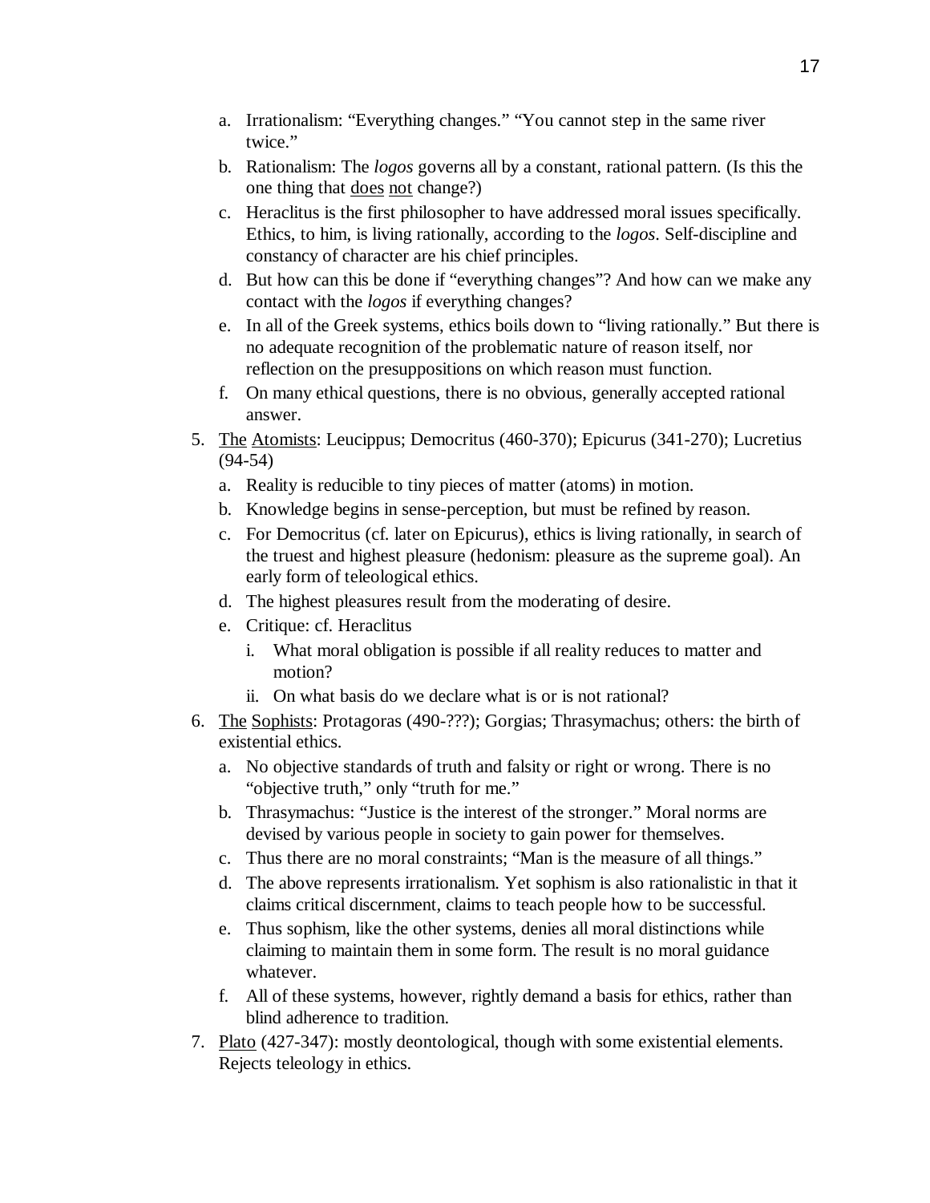a. Irrationalism: "Everything changes." "You cannot step in the same river twice."
   b. Rationalism: The *logos* governs all by a constant, rational pattern. (Is this the one thing that <u>does</u> <u>not</u> change?)
   c. Heraclitus is the first philosopher to have addressed moral issues specifically. Ethics, to him, is living rationally, according to the *logos*. Self-discipline and constancy of character are his chief principles.
   d. But how can this be done if "everything changes"? And how can we make any contact with the *logos* if everything changes?
   e. In all of the Greek systems, ethics boils down to "living rationally." But there is no adequate recognition of the problematic nature of reason itself, nor reflection on the presuppositions on which reason must function.
   f. On many ethical questions, there is no obvious, generally accepted rational answer.

5. <u>The</u> <u>Atomists</u>: Leucippus; Democritus (460-370); Epicurus (341-270); Lucretius (94-54)
   a. Reality is reducible to tiny pieces of matter (atoms) in motion.
   b. Knowledge begins in sense-perception, but must be refined by reason.
   c. For Democritus (cf. later on Epicurus), ethics is living rationally, in search of the truest and highest pleasure (hedonism: pleasure as the supreme goal). An early form of teleological ethics.
   d. The highest pleasures result from the moderating of desire.
   e. Critique: cf. Heraclitus
      i. What moral obligation is possible if all reality reduces to matter and motion?
      ii. On what basis do we declare what is or is not rational?

6. <u>The</u> <u>Sophists</u>: Protagoras (490-???); Gorgias; Thrasymachus; others: the birth of existential ethics.
   a. No objective standards of truth and falsity or right or wrong. There is no "objective truth," only "truth for me."
   b. Thrasymachus: "Justice is the interest of the stronger." Moral norms are devised by various people in society to gain power for themselves.
   c. Thus there are no moral constraints; "Man is the measure of all things."
   d. The above represents irrationalism. Yet sophism is also rationalistic in that it claims critical discernment, claims to teach people how to be successful.
   e. Thus sophism, like the other systems, denies all moral distinctions while claiming to maintain them in some form. The result is no moral guidance whatever.
   f. All of these systems, however, rightly demand a basis for ethics, rather than blind adherence to tradition.

7. <u>Plato</u> (427-347): mostly deontological, though with some existential elements. Rejects teleology in ethics.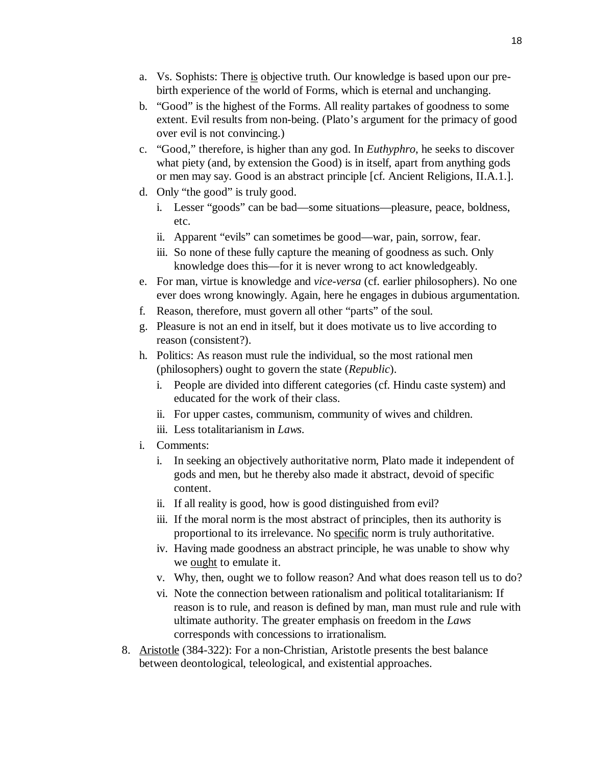a. Vs. Sophists: There <u>is</u> objective truth. Our knowledge is based upon our pre-birth experience of the world of Forms, which is eternal and unchanging.

b. "Good" is the highest of the Forms. All reality partakes of goodness to some extent. Evil results from non-being. (Plato's argument for the primacy of good over evil is not convincing.)

c. "Good," therefore, is higher than any god. In *Euthyphro*, he seeks to discover what piety (and, by extension the Good) is in itself, apart from anything gods or men may say. Good is an abstract principle [cf. Ancient Religions, II.A.1.].

d. Only "the good" is truly good.
   i. Lesser "goods" can be bad—some situations—pleasure, peace, boldness, etc.
   ii. Apparent "evils" can sometimes be good—war, pain, sorrow, fear.
   iii. So none of these fully capture the meaning of goodness as such. Only knowledge does this—for it is never wrong to act knowledgeably.

e. For man, virtue is knowledge and *vice-versa* (cf. earlier philosophers). No one ever does wrong knowingly. Again, here he engages in dubious argumentation.

f. Reason, therefore, must govern all other "parts" of the soul.

g. Pleasure is not an end in itself, but it does motivate us to live according to reason (consistent?).

h. Politics: As reason must rule the individual, so the most rational men (philosophers) ought to govern the state (*Republic*).
   i. People are divided into different categories (cf. Hindu caste system) and educated for the work of their class.
   ii. For upper castes, communism, community of wives and children.
   iii. Less totalitarianism in *Laws*.

i. Comments:
   i. In seeking an objectively authoritative norm, Plato made it independent of gods and men, but he thereby also made it abstract, devoid of specific content.
   ii. If all reality is good, how is good distinguished from evil?
   iii. If the moral norm is the most abstract of principles, then its authority is proportional to its irrelevance. No <u>specific</u> norm is truly authoritative.
   iv. Having made goodness an abstract principle, he was unable to show why we <u>ought</u> to emulate it.
   v. Why, then, ought we to follow reason? And what does reason tell us to do?
   vi. Note the connection between rationalism and political totalitarianism: If reason is to rule, and reason is defined by man, man must rule and rule with ultimate authority. The greater emphasis on freedom in the *Laws* corresponds with concessions to irrationalism.

8. <u>Aristotle</u> (384-322): For a non-Christian, Aristotle presents the best balance between deontological, teleological, and existential approaches.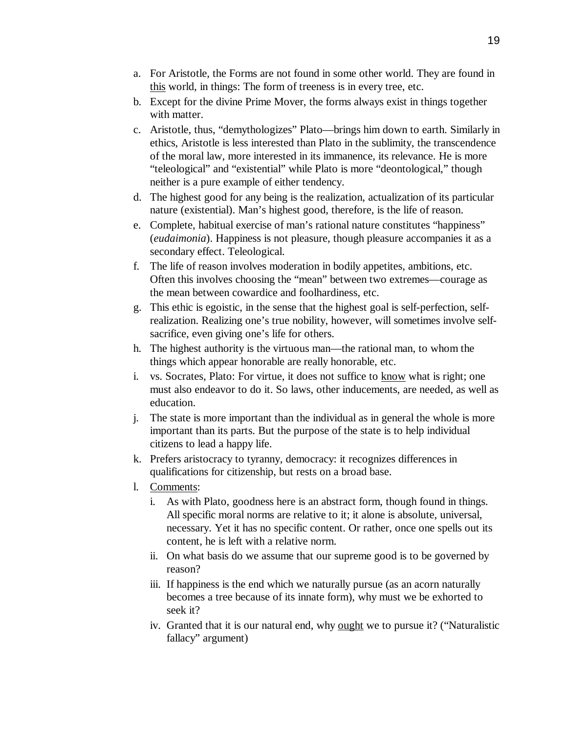a. For Aristotle, the Forms are not found in some other world. They are found in <u>this</u> world, in things: The form of treeness is in every tree, etc.
b. Except for the divine Prime Mover, the forms always exist in things together with matter.
c. Aristotle, thus, "demythologizes" Plato—brings him down to earth. Similarly in ethics, Aristotle is less interested than Plato in the sublimity, the transcendence of the moral law, more interested in its immanence, its relevance. He is more "teleological" and "existential" while Plato is more "deontological," though neither is a pure example of either tendency.
d. The highest good for any being is the realization, actualization of its particular nature (existential). Man's highest good, therefore, is the life of reason.
e. Complete, habitual exercise of man's rational nature constitutes "happiness" (*eudaimonia*). Happiness is not pleasure, though pleasure accompanies it as a secondary effect. Teleological.
f. The life of reason involves moderation in bodily appetites, ambitions, etc. Often this involves choosing the "mean" between two extremes—courage as the mean between cowardice and foolhardiness, etc.
g. This ethic is egoistic, in the sense that the highest goal is self-perfection, self-realization. Realizing one's true nobility, however, will sometimes involve self-sacrifice, even giving one's life for others.
h. The highest authority is the virtuous man—the rational man, to whom the things which appear honorable are really honorable, etc.
i. vs. Socrates, Plato: For virtue, it does not suffice to <u>know</u> what is right; one must also endeavor to do it. So laws, other inducements, are needed, as well as education.
j. The state is more important than the individual as in general the whole is more important than its parts. But the purpose of the state is to help individual citizens to lead a happy life.
k. Prefers aristocracy to tyranny, democracy: it recognizes differences in qualifications for citizenship, but rests on a broad base.
l. <u>Comments</u>:
   i. As with Plato, goodness here is an abstract form, though found in things. All specific moral norms are relative to it; it alone is absolute, universal, necessary. Yet it has no specific content. Or rather, once one spells out its content, he is left with a relative norm.
   ii. On what basis do we assume that our supreme good is to be governed by reason?
   iii. If happiness is the end which we naturally pursue (as an acorn naturally becomes a tree because of its innate form), why must we be exhorted to seek it?
   iv. Granted that it is our natural end, why <u>ought</u> we to pursue it? ("Naturalistic fallacy" argument)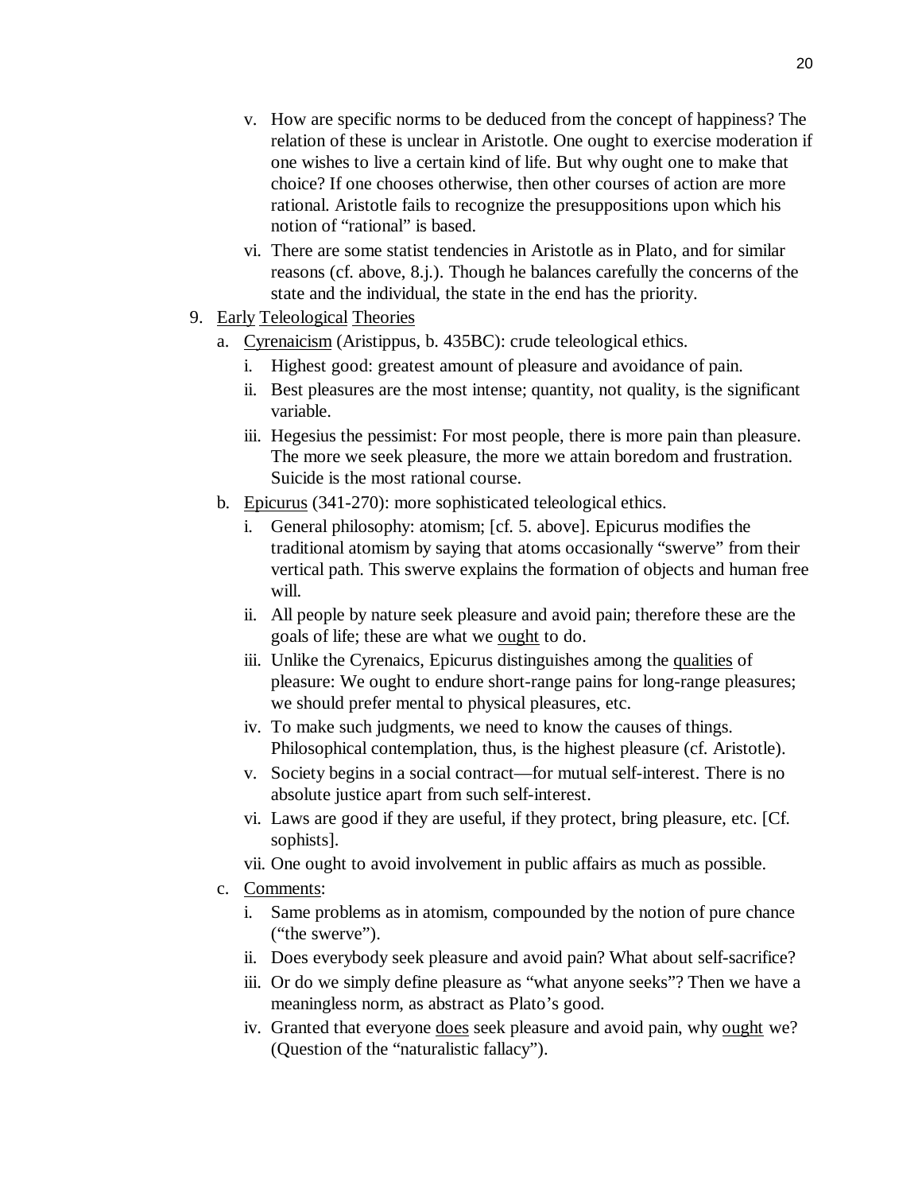v. How are specific norms to be deduced from the concept of happiness? The relation of these is unclear in Aristotle. One ought to exercise moderation if one wishes to live a certain kind of life. But why ought one to make that choice? If one chooses otherwise, then other courses of action are more rational. Aristotle fails to recognize the presuppositions upon which his notion of "rational" is based.

vi. There are some statist tendencies in Aristotle as in Plato, and for similar reasons (cf. above, 8.j.). Though he balances carefully the concerns of the state and the individual, the state in the end has the priority.

9. <u>Early Teleological Theories</u>

   a. <u>Cyrenaicism</u> (Aristippus, b. 435BC): crude teleological ethics.

      i. Highest good: greatest amount of pleasure and avoidance of pain.

      ii. Best pleasures are the most intense; quantity, not quality, is the significant variable.

      iii. Hegesius the pessimist: For most people, there is more pain than pleasure. The more we seek pleasure, the more we attain boredom and frustration. Suicide is the most rational course.

   b. <u>Epicurus</u> (341-270): more sophisticated teleological ethics.

      i. General philosophy: atomism; [cf. 5. above]. Epicurus modifies the traditional atomism by saying that atoms occasionally "swerve" from their vertical path. This swerve explains the formation of objects and human free will.

      ii. All people by nature seek pleasure and avoid pain; therefore these are the goals of life; these are what we <u>ought</u> to do.

      iii. Unlike the Cyrenaics, Epicurus distinguishes among the <u>qualities</u> of pleasure: We ought to endure short-range pains for long-range pleasures; we should prefer mental to physical pleasures, etc.

      iv. To make such judgments, we need to know the causes of things. Philosophical contemplation, thus, is the highest pleasure (cf. Aristotle).

      v. Society begins in a social contract—for mutual self-interest. There is no absolute justice apart from such self-interest.

      vi. Laws are good if they are useful, if they protect, bring pleasure, etc. [Cf. sophists].

      vii. One ought to avoid involvement in public affairs as much as possible.

   c. <u>Comments</u>:

      i. Same problems as in atomism, compounded by the notion of pure chance ("the swerve").

      ii. Does everybody seek pleasure and avoid pain? What about self-sacrifice?

      iii. Or do we simply define pleasure as "what anyone seeks"? Then we have a meaningless norm, as abstract as Plato's good.

      iv. Granted that everyone <u>does</u> seek pleasure and avoid pain, why <u>ought</u> we? (Question of the "naturalistic fallacy").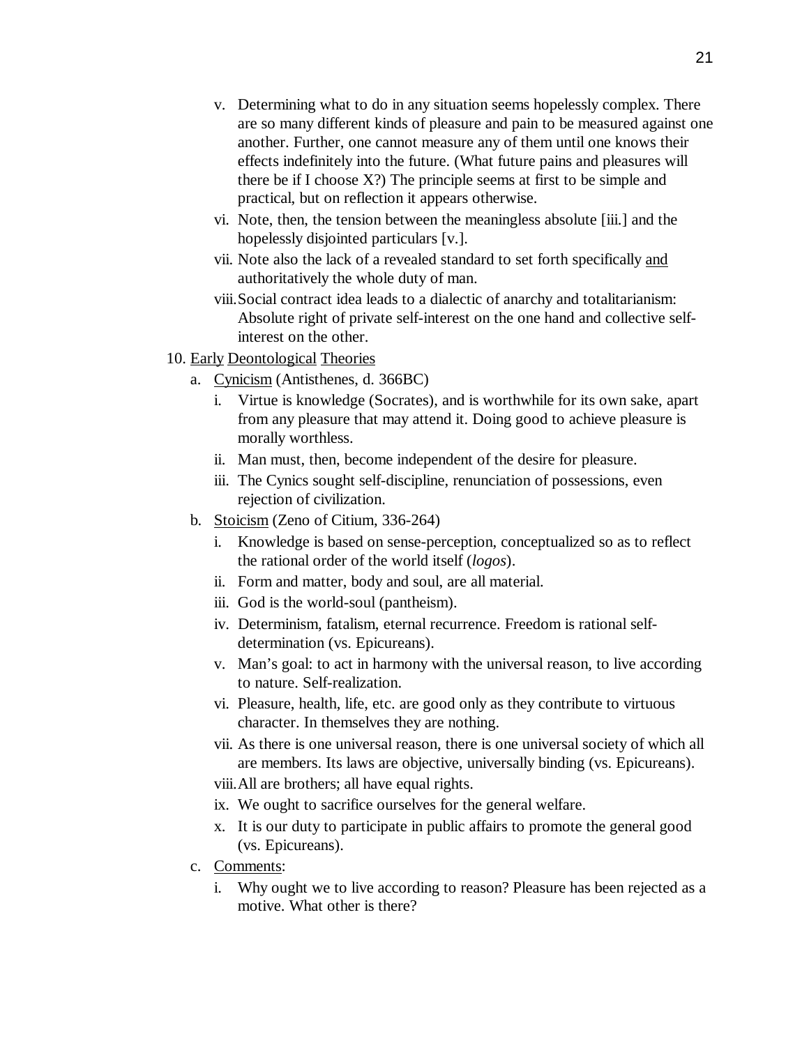v. Determining what to do in any situation seems hopelessly complex. There are so many different kinds of pleasure and pain to be measured against one another. Further, one cannot measure any of them until one knows their effects indefinitely into the future. (What future pains and pleasures will there be if I choose X?) The principle seems at first to be simple and practical, but on reflection it appears otherwise.
   vi. Note, then, the tension between the meaningless absolute [iii.] and the hopelessly disjointed particulars [v.].
   vii. Note also the lack of a revealed standard to set forth specifically <u>and</u> authoritatively the whole duty of man.
   viii. Social contract idea leads to a dialectic of anarchy and totalitarianism: Absolute right of private self-interest on the one hand and collective self-interest on the other.

10. <u>Early Deontological Theories</u>
    a. <u>Cynicism</u> (Antisthenes, d. 366BC)
       i. Virtue is knowledge (Socrates), and is worthwhile for its own sake, apart from any pleasure that may attend it. Doing good to achieve pleasure is morally worthless.
       ii. Man must, then, become independent of the desire for pleasure.
       iii. The Cynics sought self-discipline, renunciation of possessions, even rejection of civilization.
    b. <u>Stoicism</u> (Zeno of Citium, 336-264)
       i. Knowledge is based on sense-perception, conceptualized so as to reflect the rational order of the world itself (*logos*).
       ii. Form and matter, body and soul, are all material.
       iii. God is the world-soul (pantheism).
       iv. Determinism, fatalism, eternal recurrence. Freedom is rational self-determination (vs. Epicureans).
       v. Man's goal: to act in harmony with the universal reason, to live according to nature. Self-realization.
       vi. Pleasure, health, life, etc. are good only as they contribute to virtuous character. In themselves they are nothing.
       vii. As there is one universal reason, there is one universal society of which all are members. Its laws are objective, universally binding (vs. Epicureans).
       viii. All are brothers; all have equal rights.
       ix. We ought to sacrifice ourselves for the general welfare.
       x. It is our duty to participate in public affairs to promote the general good (vs. Epicureans).
    c. <u>Comments</u>:
       i. Why ought we to live according to reason? Pleasure has been rejected as a motive. What other is there?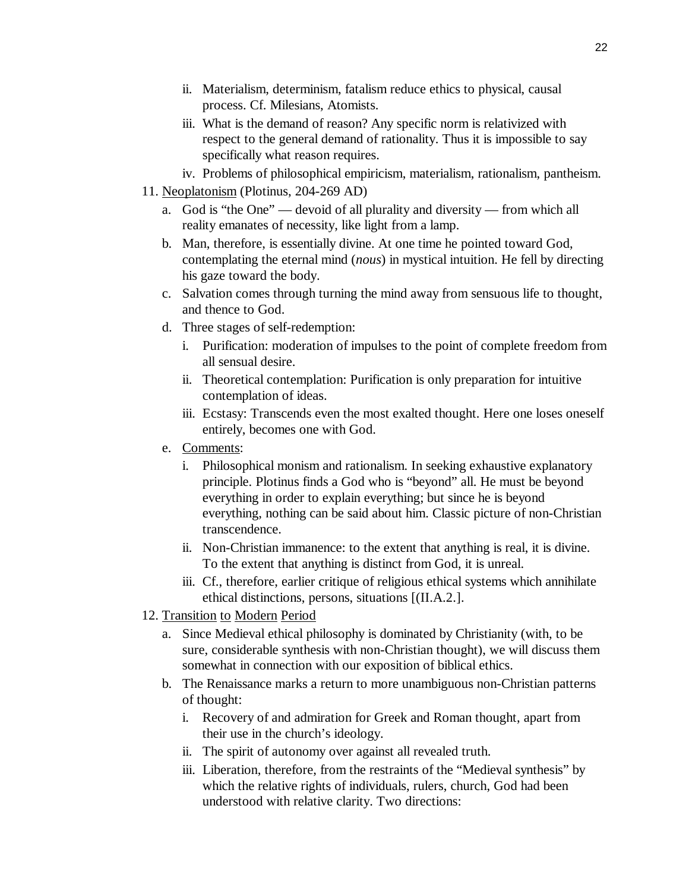ii. Materialism, determinism, fatalism reduce ethics to physical, causal process. Cf. Milesians, Atomists.

   iii. What is the demand of reason? Any specific norm is relativized with respect to the general demand of rationality. Thus it is impossible to say specifically what reason requires.

   iv. Problems of philosophical empiricism, materialism, rationalism, pantheism.

11. <u>Neoplatonism</u> (Plotinus, 204-269 AD)

   a. God is "the One" — devoid of all plurality and diversity — from which all reality emanates of necessity, like light from a lamp.

   b. Man, therefore, is essentially divine. At one time he pointed toward God, contemplating the eternal mind (*nous*) in mystical intuition. He fell by directing his gaze toward the body.

   c. Salvation comes through turning the mind away from sensuous life to thought, and thence to God.

   d. Three stages of self-redemption:

      i. Purification: moderation of impulses to the point of complete freedom from all sensual desire.

      ii. Theoretical contemplation: Purification is only preparation for intuitive contemplation of ideas.

      iii. Ecstasy: Transcends even the most exalted thought. Here one loses oneself entirely, becomes one with God.

   e. <u>Comments</u>:

      i. Philosophical monism and rationalism. In seeking exhaustive explanatory principle. Plotinus finds a God who is "beyond" all. He must be beyond everything in order to explain everything; but since he is beyond everything, nothing can be said about him. Classic picture of non-Christian transcendence.

      ii. Non-Christian immanence: to the extent that anything is real, it is divine. To the extent that anything is distinct from God, it is unreal.

      iii. Cf., therefore, earlier critique of religious ethical systems which annihilate ethical distinctions, persons, situations [(II.A.2.].

12. <u>Transition</u> <u>to</u> <u>Modern</u> <u>Period</u>

   a. Since Medieval ethical philosophy is dominated by Christianity (with, to be sure, considerable synthesis with non-Christian thought), we will discuss them somewhat in connection with our exposition of biblical ethics.

   b. The Renaissance marks a return to more unambiguous non-Christian patterns of thought:

      i. Recovery of and admiration for Greek and Roman thought, apart from their use in the church's ideology.

      ii. The spirit of autonomy over against all revealed truth.

      iii. Liberation, therefore, from the restraints of the "Medieval synthesis" by which the relative rights of individuals, rulers, church, God had been understood with relative clarity. Two directions: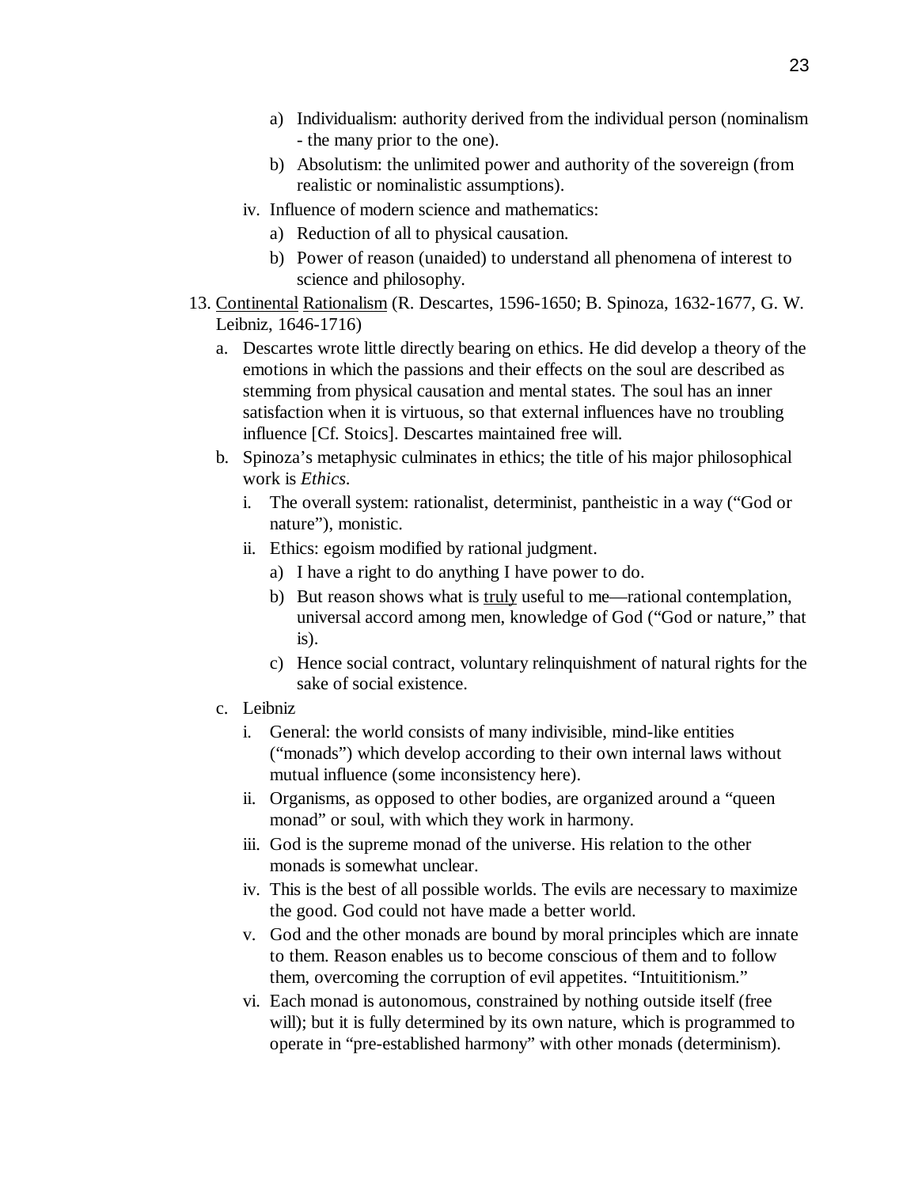a) Individualism: authority derived from the individual person (nominalism - the many prior to the one).
      b) Absolutism: the unlimited power and authority of the sovereign (from realistic or nominalistic assumptions).
   iv. Influence of modern science and mathematics:
      a) Reduction of all to physical causation.
      b) Power of reason (unaided) to understand all phenomena of interest to science and philosophy.

13. <u>Continental</u> <u>Rationalism</u> (R. Descartes, 1596-1650; B. Spinoza, 1632-1677, G. W. Leibniz, 1646-1716)
   a. Descartes wrote little directly bearing on ethics. He did develop a theory of the emotions in which the passions and their effects on the soul are described as stemming from physical causation and mental states. The soul has an inner satisfaction when it is virtuous, so that external influences have no troubling influence [Cf. Stoics]. Descartes maintained free will.
   b. Spinoza's metaphysic culminates in ethics; the title of his major philosophical work is *Ethics*.
      i. The overall system: rationalist, determinist, pantheistic in a way ("God or nature"), monistic.
      ii. Ethics: egoism modified by rational judgment.
         a) I have a right to do anything I have power to do.
         b) But reason shows what is <u>truly</u> useful to me—rational contemplation, universal accord among men, knowledge of God ("God or nature," that is).
         c) Hence social contract, voluntary relinquishment of natural rights for the sake of social existence.
   c. Leibniz
      i. General: the world consists of many indivisible, mind-like entities ("monads") which develop according to their own internal laws without mutual influence (some inconsistency here).
      ii. Organisms, as opposed to other bodies, are organized around a "queen monad" or soul, with which they work in harmony.
      iii. God is the supreme monad of the universe. His relation to the other monads is somewhat unclear.
      iv. This is the best of all possible worlds. The evils are necessary to maximize the good. God could not have made a better world.
      v. God and the other monads are bound by moral principles which are innate to them. Reason enables us to become conscious of them and to follow them, overcoming the corruption of evil appetites. "Intuititionism."
      vi. Each monad is autonomous, constrained by nothing outside itself (free will); but it is fully determined by its own nature, which is programmed to operate in "pre-established harmony" with other monads (determinism).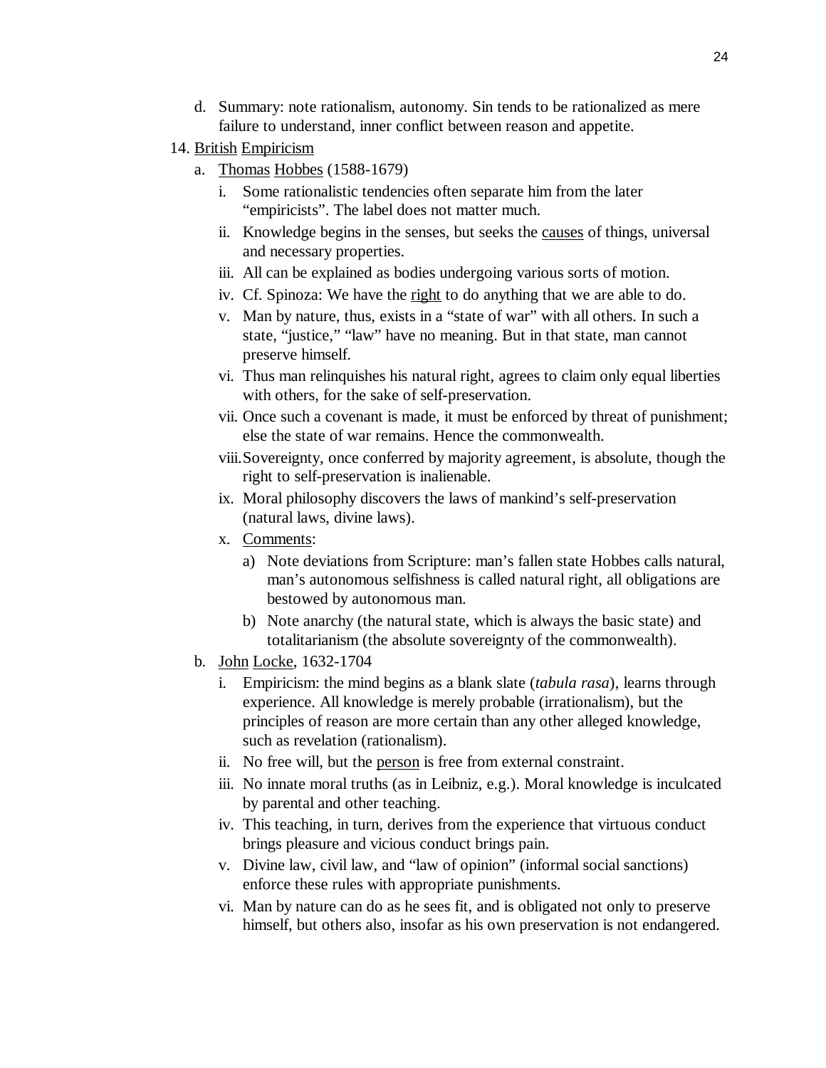d. Summary: note rationalism, autonomy. Sin tends to be rationalized as mere failure to understand, inner conflict between reason and appetite.

14. <u>British</u> <u>Empiricism</u>
   a. <u>Thomas</u> <u>Hobbes</u> (1588-1679)
      i. Some rationalistic tendencies often separate him from the later "empiricists". The label does not matter much.
      ii. Knowledge begins in the senses, but seeks the <u>causes</u> of things, universal and necessary properties.
      iii. All can be explained as bodies undergoing various sorts of motion.
      iv. Cf. Spinoza: We have the <u>right</u> to do anything that we are able to do.
      v. Man by nature, thus, exists in a "state of war" with all others. In such a state, "justice," "law" have no meaning. But in that state, man cannot preserve himself.
      vi. Thus man relinquishes his natural right, agrees to claim only equal liberties with others, for the sake of self-preservation.
      vii. Once such a covenant is made, it must be enforced by threat of punishment; else the state of war remains. Hence the commonwealth.
      viii. Sovereignty, once conferred by majority agreement, is absolute, though the right to self-preservation is inalienable.
      ix. Moral philosophy discovers the laws of mankind's self-preservation (natural laws, divine laws).
      x. <u>Comments</u>:
         a) Note deviations from Scripture: man's fallen state Hobbes calls natural, man's autonomous selfishness is called natural right, all obligations are bestowed by autonomous man.
         b) Note anarchy (the natural state, which is always the basic state) and totalitarianism (the absolute sovereignty of the commonwealth).
   b. <u>John</u> <u>Locke</u>, 1632-1704
      i. Empiricism: the mind begins as a blank slate (*tabula rasa*), learns through experience. All knowledge is merely probable (irrationalism), but the principles of reason are more certain than any other alleged knowledge, such as revelation (rationalism).
      ii. No free will, but the <u>person</u> is free from external constraint.
      iii. No innate moral truths (as in Leibniz, e.g.). Moral knowledge is inculcated by parental and other teaching.
      iv. This teaching, in turn, derives from the experience that virtuous conduct brings pleasure and vicious conduct brings pain.
      v. Divine law, civil law, and "law of opinion" (informal social sanctions) enforce these rules with appropriate punishments.
      vi. Man by nature can do as he sees fit, and is obligated not only to preserve himself, but others also, insofar as his own preservation is not endangered.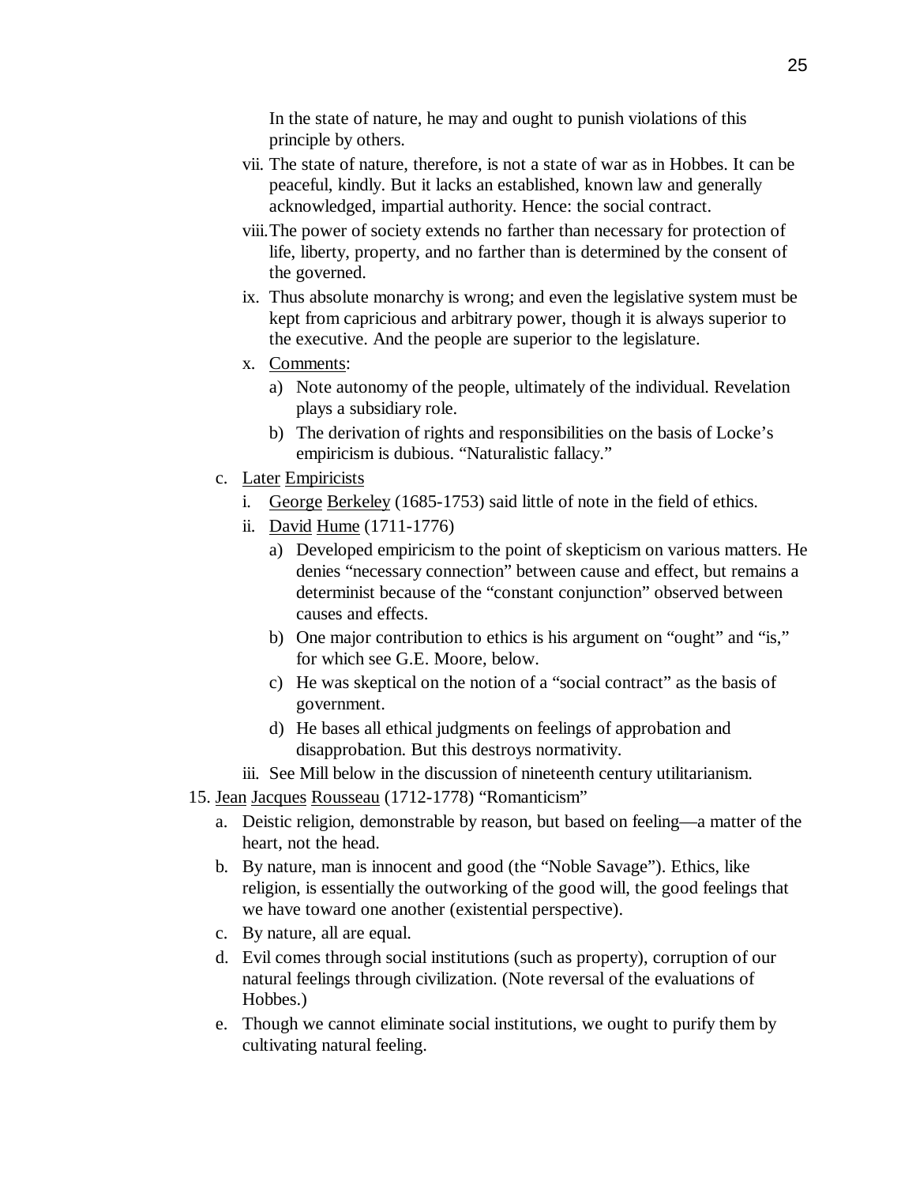In the state of nature, he may and ought to punish violations of this principle by others.

vii. The state of nature, therefore, is not a state of war as in Hobbes. It can be peaceful, kindly. But it lacks an established, known law and generally acknowledged, impartial authority. Hence: the social contract.

viii. The power of society extends no farther than necessary for protection of life, liberty, property, and no farther than is determined by the consent of the governed.

ix. Thus absolute monarchy is wrong; and even the legislative system must be kept from capricious and arbitrary power, though it is always superior to the executive. And the people are superior to the legislature.

x. <u>Comments</u>:

   a) Note autonomy of the people, ultimately of the individual. Revelation plays a subsidiary role.

   b) The derivation of rights and responsibilities on the basis of Locke's empiricism is dubious. "Naturalistic fallacy."

c. <u>Later Empiricists</u>

   i. <u>George Berkeley</u> (1685-1753) said little of note in the field of ethics.

   ii. <u>David Hume</u> (1711-1776)

      a) Developed empiricism to the point of skepticism on various matters. He denies "necessary connection" between cause and effect, but remains a determinist because of the "constant conjunction" observed between causes and effects.

      b) One major contribution to ethics is his argument on "ought" and "is," for which see G.E. Moore, below.

      c) He was skeptical on the notion of a "social contract" as the basis of government.

      d) He bases all ethical judgments on feelings of approbation and disapprobation. But this destroys normativity.

   iii. See Mill below in the discussion of nineteenth century utilitarianism.

15. <u>Jean Jacques Rousseau</u> (1712-1778) "Romanticism"

   a. Deistic religion, demonstrable by reason, but based on feeling—a matter of the heart, not the head.

   b. By nature, man is innocent and good (the "Noble Savage"). Ethics, like religion, is essentially the outworking of the good will, the good feelings that we have toward one another (existential perspective).

   c. By nature, all are equal.

   d. Evil comes through social institutions (such as property), corruption of our natural feelings through civilization. (Note reversal of the evaluations of Hobbes.)

   e. Though we cannot eliminate social institutions, we ought to purify them by cultivating natural feeling.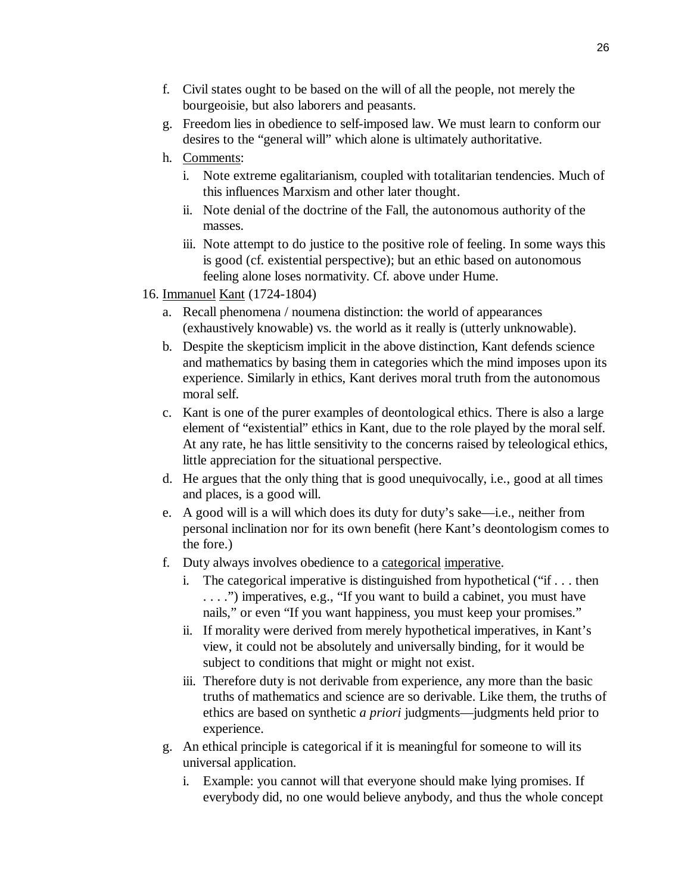f. Civil states ought to be based on the will of all the people, not merely the bourgeoisie, but also laborers and peasants.

g. Freedom lies in obedience to self-imposed law. We must learn to conform our desires to the "general will" which alone is ultimately authoritative.

h. Comments:

   i. Note extreme egalitarianism, coupled with totalitarian tendencies. Much of this influences Marxism and other later thought.

   ii. Note denial of the doctrine of the Fall, the autonomous authority of the masses.

   iii. Note attempt to do justice to the positive role of feeling. In some ways this is good (cf. existential perspective); but an ethic based on autonomous feeling alone loses normativity. Cf. above under Hume.

16. Immanuel Kant (1724-1804)

   a. Recall phenomena / noumena distinction: the world of appearances (exhaustively knowable) vs. the world as it really is (utterly unknowable).

   b. Despite the skepticism implicit in the above distinction, Kant defends science and mathematics by basing them in categories which the mind imposes upon its experience. Similarly in ethics, Kant derives moral truth from the autonomous moral self.

   c. Kant is one of the purer examples of deontological ethics. There is also a large element of "existential" ethics in Kant, due to the role played by the moral self. At any rate, he has little sensitivity to the concerns raised by teleological ethics, little appreciation for the situational perspective.

   d. He argues that the only thing that is good unequivocally, i.e., good at all times and places, is a good will.

   e. A good will is a will which does its duty for duty's sake—i.e., neither from personal inclination nor for its own benefit (here Kant's deontologism comes to the fore.)

   f. Duty always involves obedience to a categorical imperative.

      i. The categorical imperative is distinguished from hypothetical ("if . . . then . . . .") imperatives, e.g., "If you want to build a cabinet, you must have nails," or even "If you want happiness, you must keep your promises."

      ii. If morality were derived from merely hypothetical imperatives, in Kant's view, it could not be absolutely and universally binding, for it would be subject to conditions that might or might not exist.

      iii. Therefore duty is not derivable from experience, any more than the basic truths of mathematics and science are so derivable. Like them, the truths of ethics are based on synthetic *a priori* judgments—judgments held prior to experience.

   g. An ethical principle is categorical if it is meaningful for someone to will its universal application.

      i. Example: you cannot will that everyone should make lying promises. If everybody did, no one would believe anybody, and thus the whole concept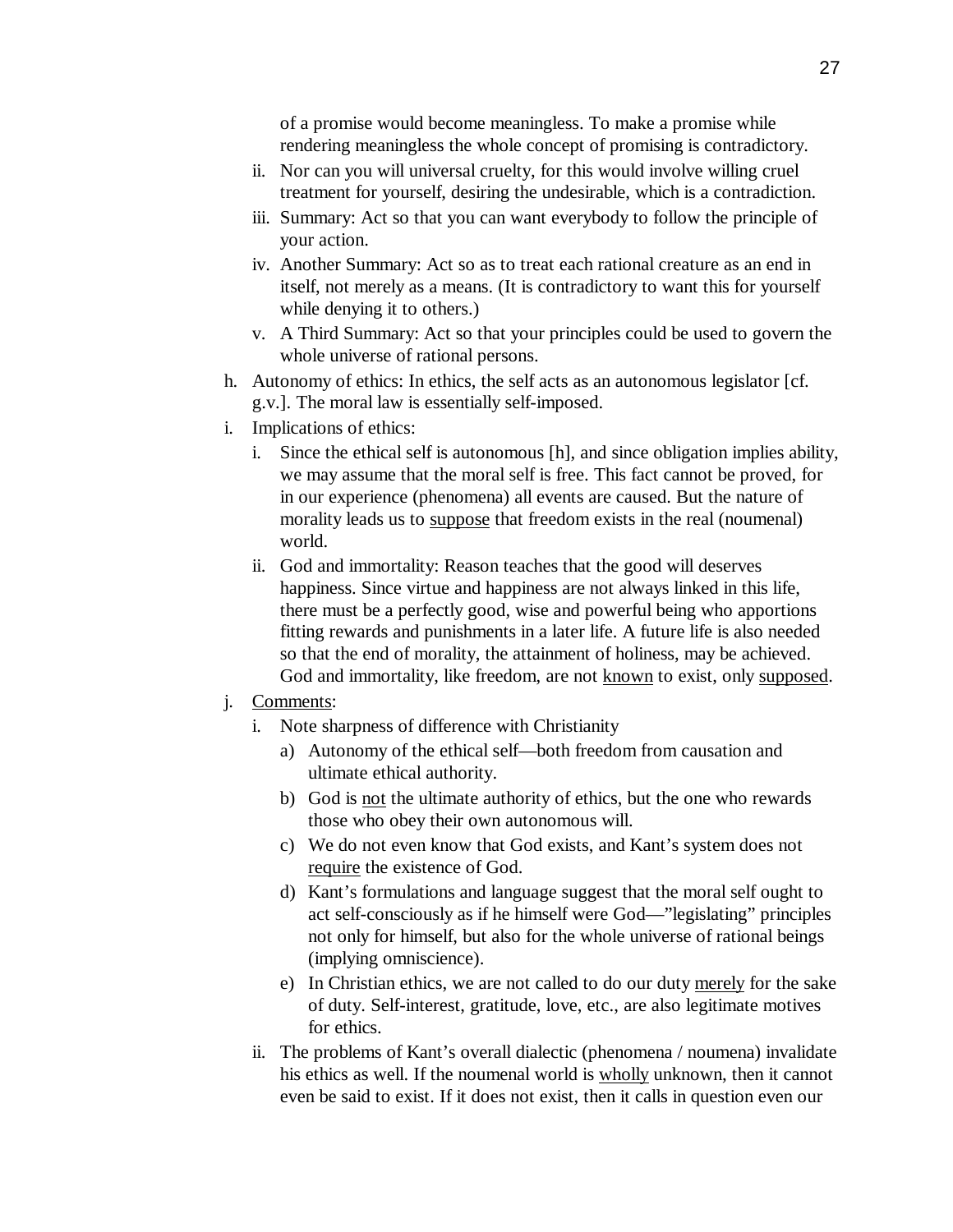of a promise would become meaningless. To make a promise while rendering meaningless the whole concept of promising is contradictory.

   ii. Nor can you will universal cruelty, for this would involve willing cruel treatment for yourself, desiring the undesirable, which is a contradiction.

   iii. Summary: Act so that you can want everybody to follow the principle of your action.

   iv. Another Summary: Act so as to treat each rational creature as an end in itself, not merely as a means. (It is contradictory to want this for yourself while denying it to others.)

   v. A Third Summary: Act so that your principles could be used to govern the whole universe of rational persons.

h. Autonomy of ethics: In ethics, the self acts as an autonomous legislator [cf. g.v.]. The moral law is essentially self-imposed.

i. Implications of ethics:

   i. Since the ethical self is autonomous [h], and since obligation implies ability, we may assume that the moral self is free. This fact cannot be proved, for in our experience (phenomena) all events are caused. But the nature of morality leads us to <u>suppose</u> that freedom exists in the real (noumenal) world.

   ii. God and immortality: Reason teaches that the good will deserves happiness. Since virtue and happiness are not always linked in this life, there must be a perfectly good, wise and powerful being who apportions fitting rewards and punishments in a later life. A future life is also needed so that the end of morality, the attainment of holiness, may be achieved. God and immortality, like freedom, are not <u>known</u> to exist, only <u>supposed</u>.

j. <u>Comments</u>:

   i. Note sharpness of difference with Christianity

      a) Autonomy of the ethical self—both freedom from causation and ultimate ethical authority.

      b) God is <u>not</u> the ultimate authority of ethics, but the one who rewards those who obey their own autonomous will.

      c) We do not even know that God exists, and Kant's system does not <u>require</u> the existence of God.

      d) Kant's formulations and language suggest that the moral self ought to act self-consciously as if he himself were God—"legislating" principles not only for himself, but also for the whole universe of rational beings (implying omniscience).

      e) In Christian ethics, we are not called to do our duty <u>merely</u> for the sake of duty. Self-interest, gratitude, love, etc., are also legitimate motives for ethics.

   ii. The problems of Kant's overall dialectic (phenomena / noumena) invalidate his ethics as well. If the noumenal world is <u>wholly</u> unknown, then it cannot even be said to exist. If it does not exist, then it calls in question even our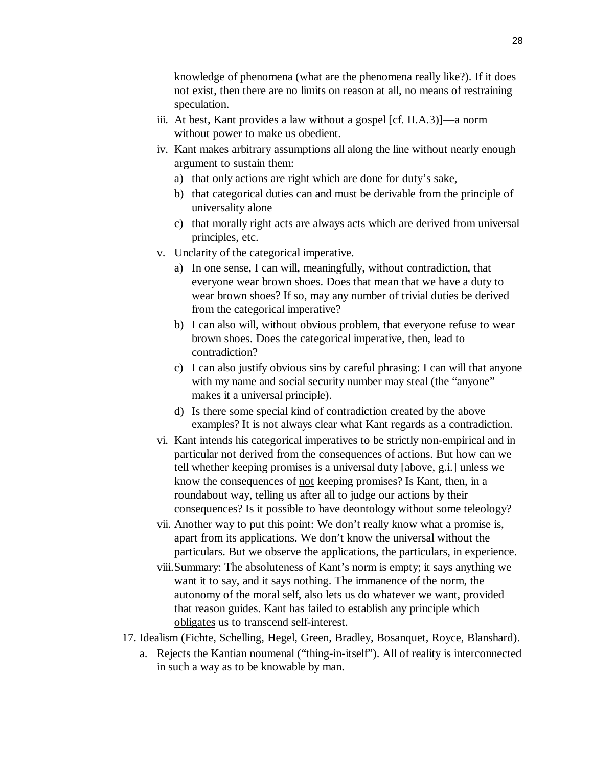knowledge of phenomena (what are the phenomena <u>really</u> like?). If it does not exist, then there are no limits on reason at all, no means of restraining speculation.

iii. At best, Kant provides a law without a gospel [cf. II.A.3)]—a norm without power to make us obedient.

iv. Kant makes arbitrary assumptions all along the line without nearly enough argument to sustain them:
   a) that only actions are right which are done for duty's sake,
   b) that categorical duties can and must be derivable from the principle of universality alone
   c) that morally right acts are always acts which are derived from universal principles, etc.

v. Unclarity of the categorical imperative.
   a) In one sense, I can will, meaningfully, without contradiction, that everyone wear brown shoes. Does that mean that we have a duty to wear brown shoes? If so, may any number of trivial duties be derived from the categorical imperative?
   b) I can also will, without obvious problem, that everyone <u>refuse</u> to wear brown shoes. Does the categorical imperative, then, lead to contradiction?
   c) I can also justify obvious sins by careful phrasing: I can will that anyone with my name and social security number may steal (the "anyone" makes it a universal principle).
   d) Is there some special kind of contradiction created by the above examples? It is not always clear what Kant regards as a contradiction.

vi. Kant intends his categorical imperatives to be strictly non-empirical and in particular not derived from the consequences of actions. But how can we tell whether keeping promises is a universal duty [above, g.i.] unless we know the consequences of <u>not</u> keeping promises? Is Kant, then, in a roundabout way, telling us after all to judge our actions by their consequences? Is it possible to have deontology without some teleology?

vii. Another way to put this point: We don't really know what a promise is, apart from its applications. We don't know the universal without the particulars. But we observe the applications, the particulars, in experience.

viii. Summary: The absoluteness of Kant's norm is empty; it says anything we want it to say, and it says nothing. The immanence of the norm, the autonomy of the moral self, also lets us do whatever we want, provided that reason guides. Kant has failed to establish any principle which <u>obligates</u> us to transcend self-interest.

17. <u>Idealism</u> (Fichte, Schelling, Hegel, Green, Bradley, Bosanquet, Royce, Blanshard).
   a. Rejects the Kantian noumenal ("thing-in-itself"). All of reality is interconnected in such a way as to be knowable by man.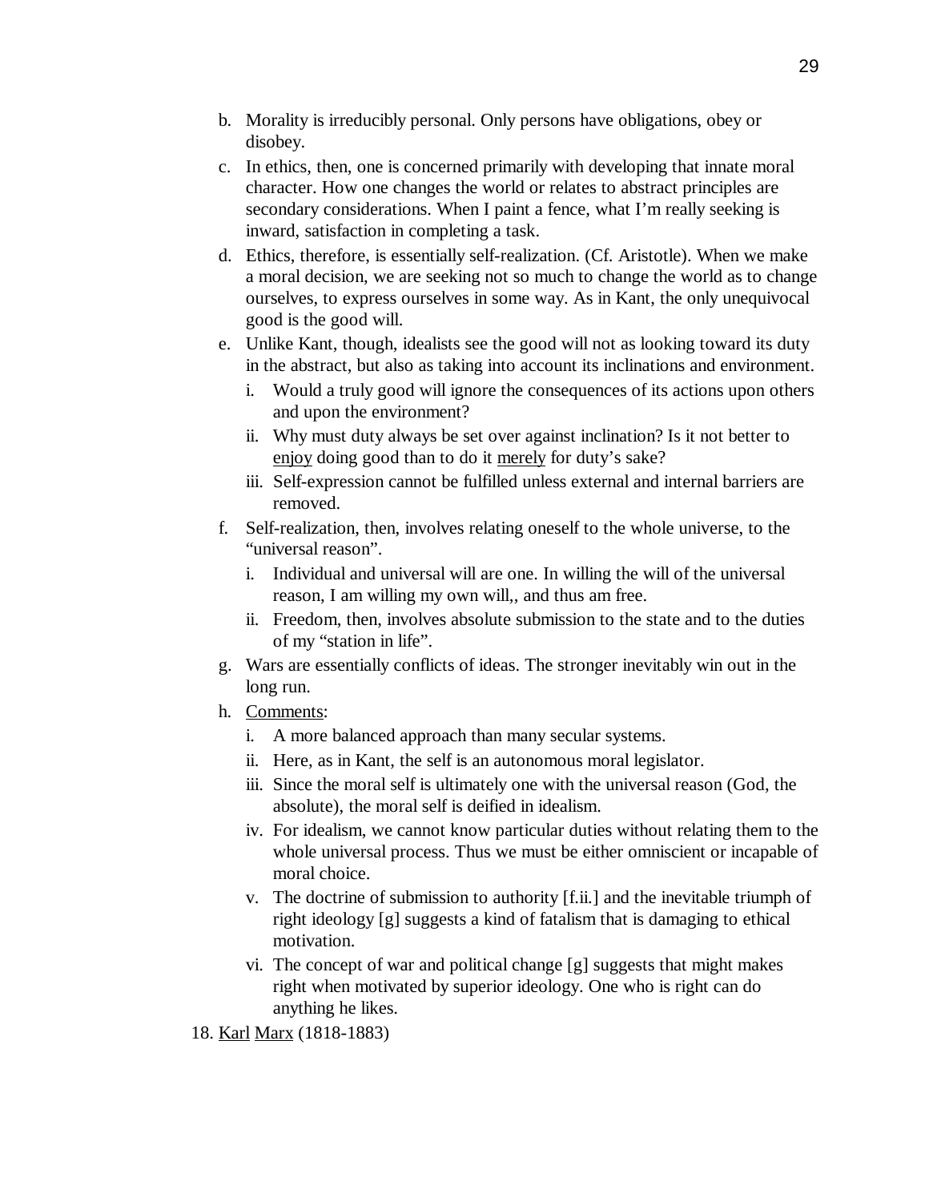b. Morality is irreducibly personal. Only persons have obligations, obey or disobey.

c. In ethics, then, one is concerned primarily with developing that innate moral character. How one changes the world or relates to abstract principles are secondary considerations. When I paint a fence, what I'm really seeking is inward, satisfaction in completing a task.

d. Ethics, therefore, is essentially self-realization. (Cf. Aristotle). When we make a moral decision, we are seeking not so much to change the world as to change ourselves, to express ourselves in some way. As in Kant, the only unequivocal good is the good will.

e. Unlike Kant, though, idealists see the good will not as looking toward its duty in the abstract, but also as taking into account its inclinations and environment.
   i. Would a truly good will ignore the consequences of its actions upon others and upon the environment?
   ii. Why must duty always be set over against inclination? Is it not better to <u>enjoy</u> doing good than to do it <u>merely</u> for duty's sake?
   iii. Self-expression cannot be fulfilled unless external and internal barriers are removed.

f. Self-realization, then, involves relating oneself to the whole universe, to the "universal reason".
   i. Individual and universal will are one. In willing the will of the universal reason, I am willing my own will,, and thus am free.
   ii. Freedom, then, involves absolute submission to the state and to the duties of my "station in life".

g. Wars are essentially conflicts of ideas. The stronger inevitably win out in the long run.

h. <u>Comments</u>:
   i. A more balanced approach than many secular systems.
   ii. Here, as in Kant, the self is an autonomous moral legislator.
   iii. Since the moral self is ultimately one with the universal reason (God, the absolute), the moral self is deified in idealism.
   iv. For idealism, we cannot know particular duties without relating them to the whole universal process. Thus we must be either omniscient or incapable of moral choice.
   v. The doctrine of submission to authority [f.ii.] and the inevitable triumph of right ideology [g] suggests a kind of fatalism that is damaging to ethical motivation.
   vi. The concept of war and political change [g] suggests that might makes right when motivated by superior ideology. One who is right can do anything he likes.

18. <u>Karl</u> <u>Marx</u> (1818-1883)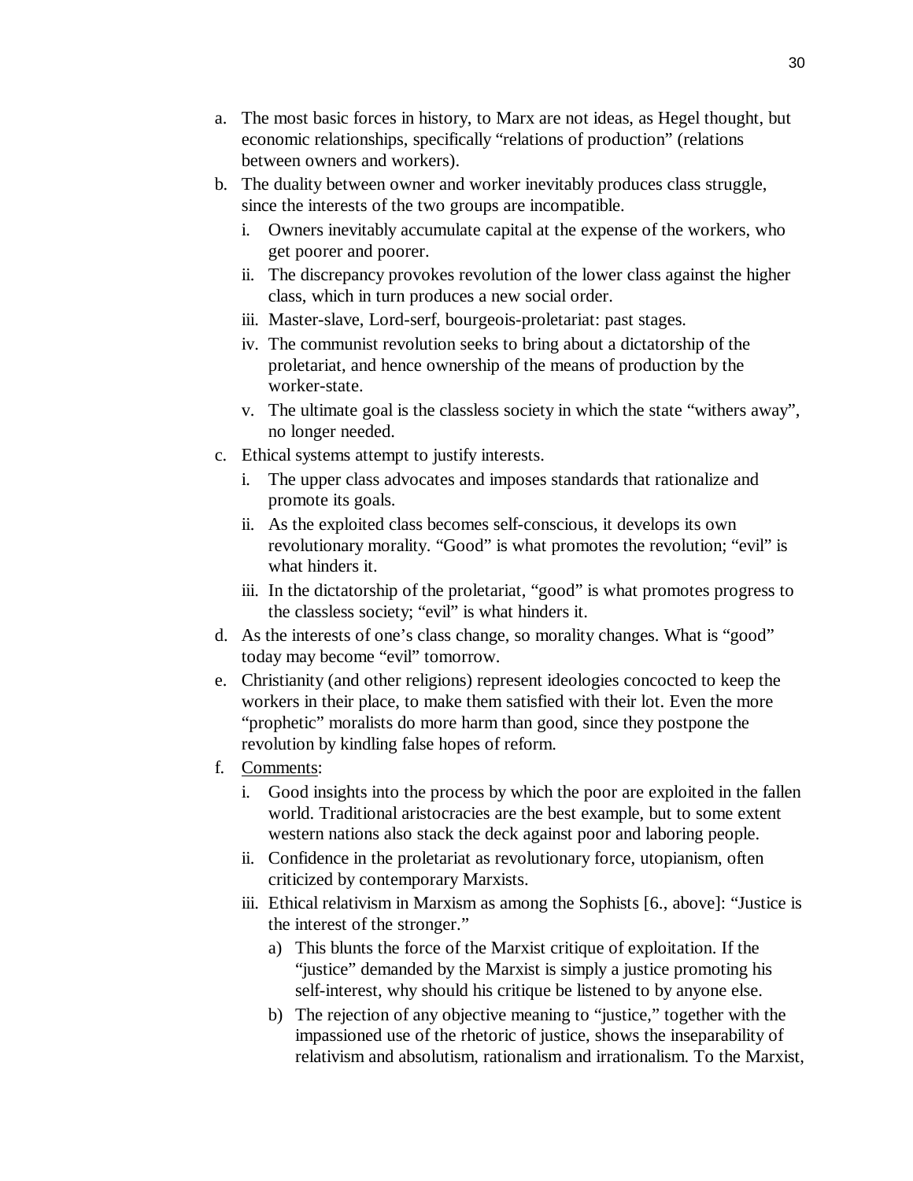a. The most basic forces in history, to Marx are not ideas, as Hegel thought, but economic relationships, specifically "relations of production" (relations between owners and workers).
b. The duality between owner and worker inevitably produces class struggle, since the interests of the two groups are incompatible.
   i. Owners inevitably accumulate capital at the expense of the workers, who get poorer and poorer.
   ii. The discrepancy provokes revolution of the lower class against the higher class, which in turn produces a new social order.
   iii. Master-slave, Lord-serf, bourgeois-proletariat: past stages.
   iv. The communist revolution seeks to bring about a dictatorship of the proletariat, and hence ownership of the means of production by the worker-state.
   v. The ultimate goal is the classless society in which the state "withers away", no longer needed.
c. Ethical systems attempt to justify interests.
   i. The upper class advocates and imposes standards that rationalize and promote its goals.
   ii. As the exploited class becomes self-conscious, it develops its own revolutionary morality. "Good" is what promotes the revolution; "evil" is what hinders it.
   iii. In the dictatorship of the proletariat, "good" is what promotes progress to the classless society; "evil" is what hinders it.
d. As the interests of one's class change, so morality changes. What is "good" today may become "evil" tomorrow.
e. Christianity (and other religions) represent ideologies concocted to keep the workers in their place, to make them satisfied with their lot. Even the more "prophetic" moralists do more harm than good, since they postpone the revolution by kindling false hopes of reform.
f. <u>Comments</u>:
   i. Good insights into the process by which the poor are exploited in the fallen world. Traditional aristocracies are the best example, but to some extent western nations also stack the deck against poor and laboring people.
   ii. Confidence in the proletariat as revolutionary force, utopianism, often criticized by contemporary Marxists.
   iii. Ethical relativism in Marxism as among the Sophists [6., above]: "Justice is the interest of the stronger."
      a) This blunts the force of the Marxist critique of exploitation. If the "justice" demanded by the Marxist is simply a justice promoting his self-interest, why should his critique be listened to by anyone else.
      b) The rejection of any objective meaning to "justice," together with the impassioned use of the rhetoric of justice, shows the inseparability of relativism and absolutism, rationalism and irrationalism. To the Marxist,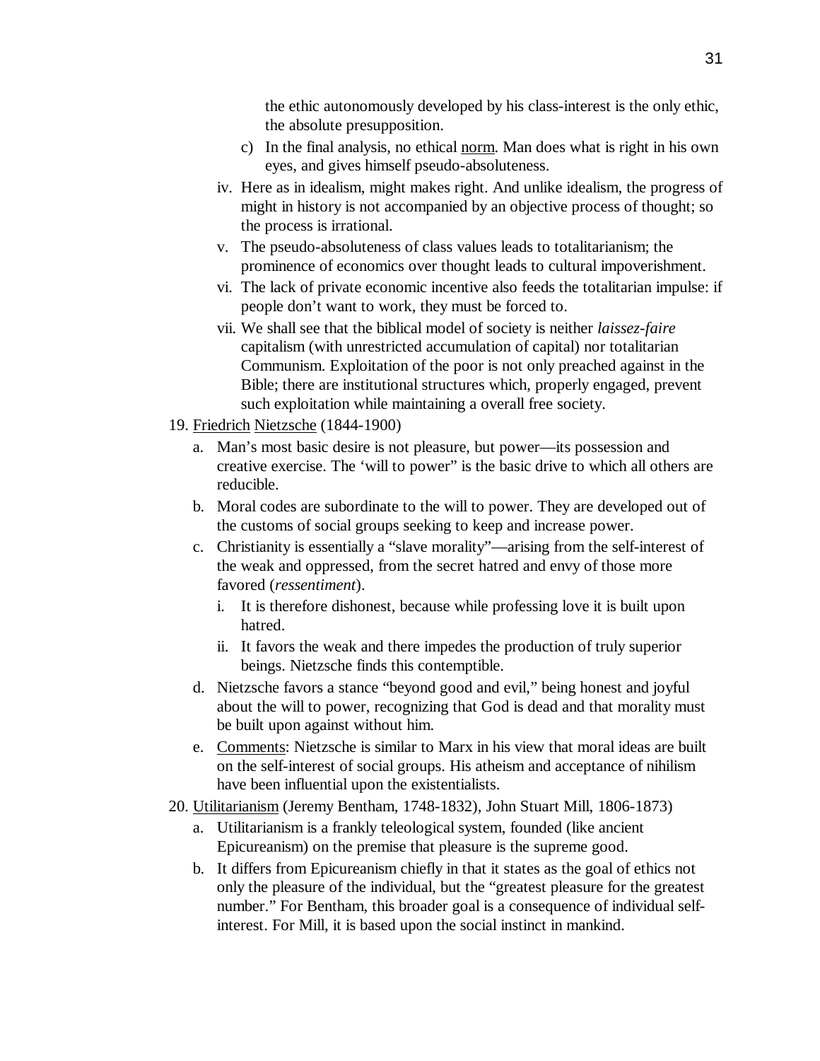the ethic autonomously developed by his class-interest is the only ethic, the absolute presupposition.

  c) In the final analysis, no ethical <u>norm</u>. Man does what is right in his own eyes, and gives himself pseudo-absoluteness.

- iv. Here as in idealism, might makes right. And unlike idealism, the progress of might in history is not accompanied by an objective process of thought; so the process is irrational.
- v. The pseudo-absoluteness of class values leads to totalitarianism; the prominence of economics over thought leads to cultural impoverishment.
- vi. The lack of private economic incentive also feeds the totalitarian impulse: if people don't want to work, they must be forced to.
- vii. We shall see that the biblical model of society is neither *laissez-faire* capitalism (with unrestricted accumulation of capital) nor totalitarian Communism. Exploitation of the poor is not only preached against in the Bible; there are institutional structures which, properly engaged, prevent such exploitation while maintaining a overall free society.

19. <u>Friedrich</u> <u>Nietzsche</u> (1844-1900)

  a. Man's most basic desire is not pleasure, but power—its possession and creative exercise. The 'will to power" is the basic drive to which all others are reducible.

  b. Moral codes are subordinate to the will to power. They are developed out of the customs of social groups seeking to keep and increase power.

  c. Christianity is essentially a "slave morality"—arising from the self-interest of the weak and oppressed, from the secret hatred and envy of those more favored (*ressentiment*).

    i. It is therefore dishonest, because while professing love it is built upon hatred.

    ii. It favors the weak and there impedes the production of truly superior beings. Nietzsche finds this contemptible.

  d. Nietzsche favors a stance "beyond good and evil," being honest and joyful about the will to power, recognizing that God is dead and that morality must be built upon against without him.

  e. <u>Comments</u>: Nietzsche is similar to Marx in his view that moral ideas are built on the self-interest of social groups. His atheism and acceptance of nihilism have been influential upon the existentialists.

20. <u>Utilitarianism</u> (Jeremy Bentham, 1748-1832), John Stuart Mill, 1806-1873)

  a. Utilitarianism is a frankly teleological system, founded (like ancient Epicureanism) on the premise that pleasure is the supreme good.

  b. It differs from Epicureanism chiefly in that it states as the goal of ethics not only the pleasure of the individual, but the "greatest pleasure for the greatest number." For Bentham, this broader goal is a consequence of individual self-interest. For Mill, it is based upon the social instinct in mankind.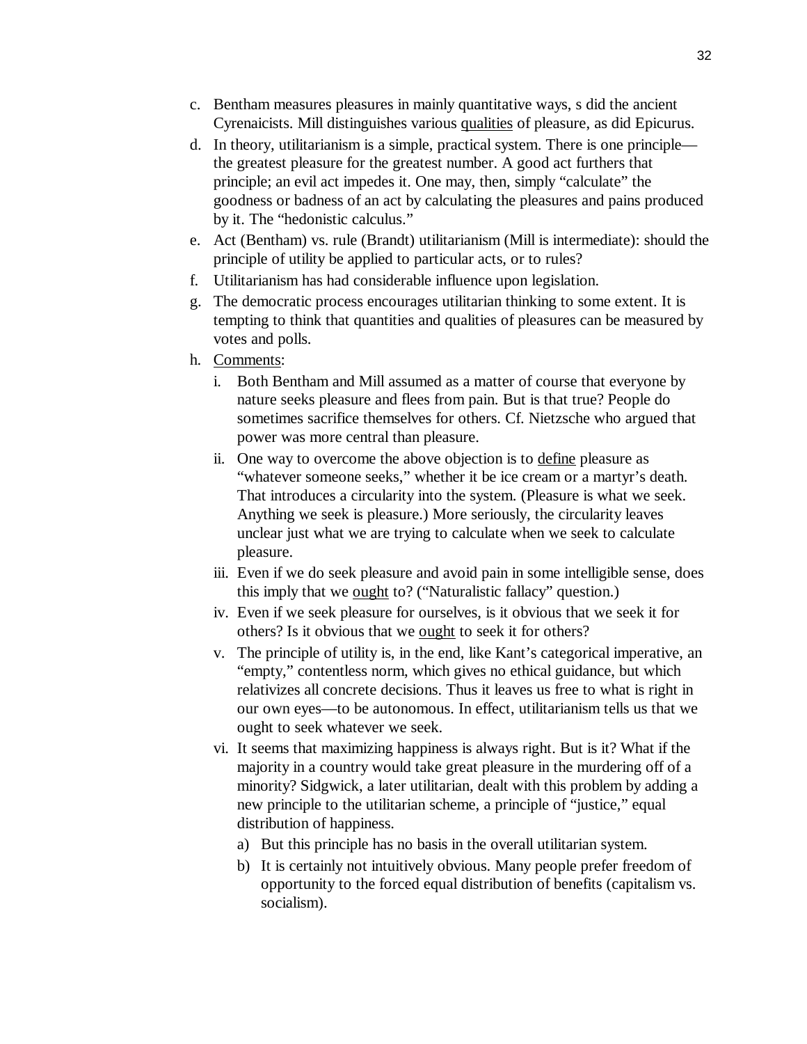c. Bentham measures pleasures in mainly quantitative ways, s did the ancient Cyrenaicists. Mill distinguishes various qualities of pleasure, as did Epicurus.

d. In theory, utilitarianism is a simple, practical system. There is one principle—the greatest pleasure for the greatest number. A good act furthers that principle; an evil act impedes it. One may, then, simply "calculate" the goodness or badness of an act by calculating the pleasures and pains produced by it. The "hedonistic calculus."

e. Act (Bentham) vs. rule (Brandt) utilitarianism (Mill is intermediate): should the principle of utility be applied to particular acts, or to rules?

f. Utilitarianism has had considerable influence upon legislation.

g. The democratic process encourages utilitarian thinking to some extent. It is tempting to think that quantities and qualities of pleasures can be measured by votes and polls.

h. Comments:

   i. Both Bentham and Mill assumed as a matter of course that everyone by nature seeks pleasure and flees from pain. But is that true? People do sometimes sacrifice themselves for others. Cf. Nietzsche who argued that power was more central than pleasure.

   ii. One way to overcome the above objection is to define pleasure as "whatever someone seeks," whether it be ice cream or a martyr's death. That introduces a circularity into the system. (Pleasure is what we seek. Anything we seek is pleasure.) More seriously, the circularity leaves unclear just what we are trying to calculate when we seek to calculate pleasure.

   iii. Even if we do seek pleasure and avoid pain in some intelligible sense, does this imply that we ought to? ("Naturalistic fallacy" question.)

   iv. Even if we seek pleasure for ourselves, is it obvious that we seek it for others? Is it obvious that we ought to seek it for others?

   v. The principle of utility is, in the end, like Kant's categorical imperative, an "empty," contentless norm, which gives no ethical guidance, but which relativizes all concrete decisions. Thus it leaves us free to what is right in our own eyes—to be autonomous. In effect, utilitarianism tells us that we ought to seek whatever we seek.

   vi. It seems that maximizing happiness is always right. But is it? What if the majority in a country would take great pleasure in the murdering off of a minority? Sidgwick, a later utilitarian, dealt with this problem by adding a new principle to the utilitarian scheme, a principle of "justice," equal distribution of happiness.

      a) But this principle has no basis in the overall utilitarian system.

      b) It is certainly not intuitively obvious. Many people prefer freedom of opportunity to the forced equal distribution of benefits (capitalism vs. socialism).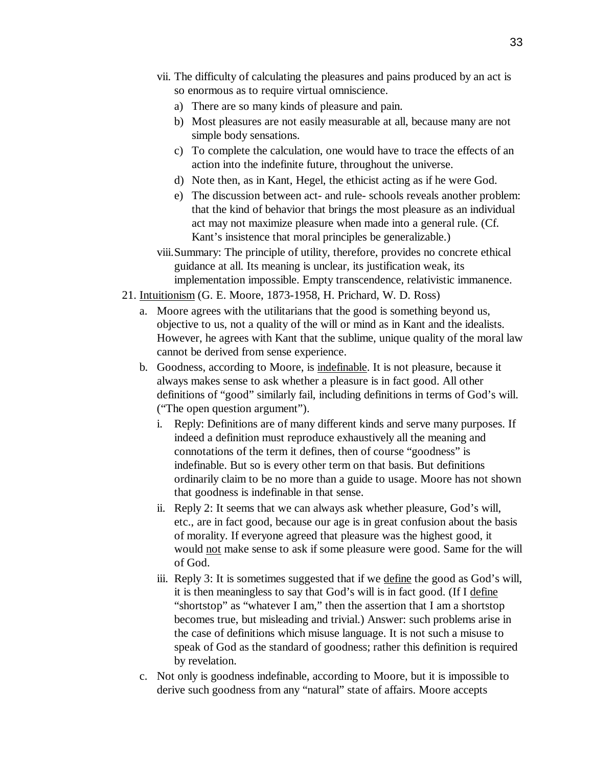vii. The difficulty of calculating the pleasures and pains produced by an act is so enormous as to require virtual omniscience.
      a) There are so many kinds of pleasure and pain.
      b) Most pleasures are not easily measurable at all, because many are not simple body sensations.
      c) To complete the calculation, one would have to trace the effects of an action into the indefinite future, throughout the universe.
      d) Note then, as in Kant, Hegel, the ethicist acting as if he were God.
      e) The discussion between act- and rule- schools reveals another problem: that the kind of behavior that brings the most pleasure as an individual act may not maximize pleasure when made into a general rule. (Cf. Kant's insistence that moral principles be generalizable.)
   viii. Summary: The principle of utility, therefore, provides no concrete ethical guidance at all. Its meaning is unclear, its justification weak, its implementation impossible. Empty transcendence, relativistic immanence.

21. <u>Intuitionism</u> (G. E. Moore, 1873-1958, H. Prichard, W. D. Ross)
   a. Moore agrees with the utilitarians that the good is something beyond us, objective to us, not a quality of the will or mind as in Kant and the idealists. However, he agrees with Kant that the sublime, unique quality of the moral law cannot be derived from sense experience.
   b. Goodness, according to Moore, is <u>indefinable</u>. It is not pleasure, because it always makes sense to ask whether a pleasure is in fact good. All other definitions of "good" similarly fail, including definitions in terms of God's will. ("The open question argument").
      i. Reply: Definitions are of many different kinds and serve many purposes. If indeed a definition must reproduce exhaustively all the meaning and connotations of the term it defines, then of course "goodness" is indefinable. But so is every other term on that basis. But definitions ordinarily claim to be no more than a guide to usage. Moore has not shown that goodness is indefinable in that sense.
      ii. Reply 2: It seems that we can always ask whether pleasure, God's will, etc., are in fact good, because our age is in great confusion about the basis of morality. If everyone agreed that pleasure was the highest good, it would <u>not</u> make sense to ask if some pleasure were good. Same for the will of God.
      iii. Reply 3: It is sometimes suggested that if we <u>define</u> the good as God's will, it is then meaningless to say that God's will is in fact good. (If I <u>define</u> "shortstop" as "whatever I am," then the assertion that I am a shortstop becomes true, but misleading and trivial.) Answer: such problems arise in the case of definitions which misuse language. It is not such a misuse to speak of God as the standard of goodness; rather this definition is required by revelation.
   c. Not only is goodness indefinable, according to Moore, but it is impossible to derive such goodness from any "natural" state of affairs. Moore accepts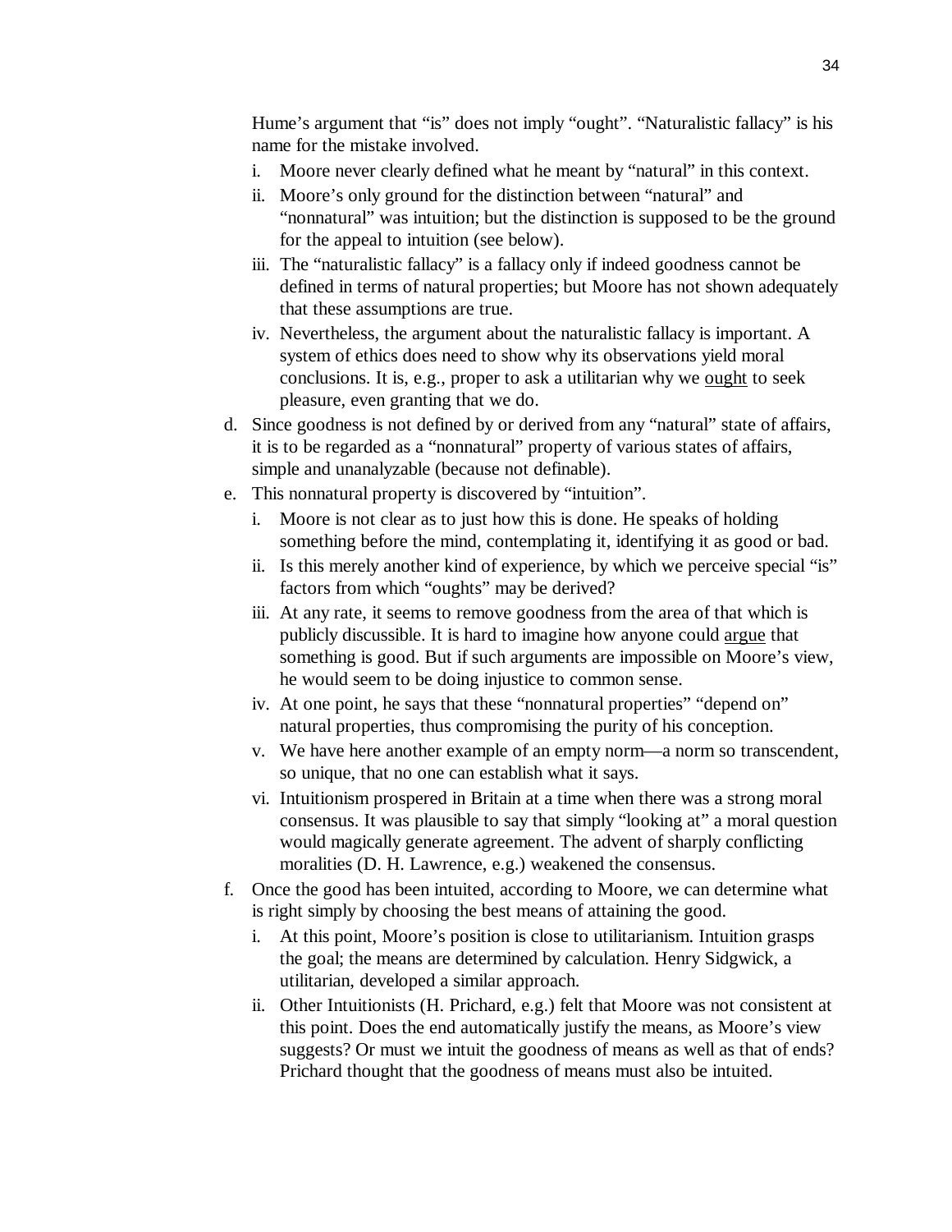Hume's argument that "is" does not imply "ought". "Naturalistic fallacy" is his name for the mistake involved.

   i. Moore never clearly defined what he meant by "natural" in this context.
   ii. Moore's only ground for the distinction between "natural" and "nonnatural" was intuition; but the distinction is supposed to be the ground for the appeal to intuition (see below).
   iii. The "naturalistic fallacy" is a fallacy only if indeed goodness cannot be defined in terms of natural properties; but Moore has not shown adequately that these assumptions are true.
   iv. Nevertheless, the argument about the naturalistic fallacy is important. A system of ethics does need to show why its observations yield moral conclusions. It is, e.g., proper to ask a utilitarian why we <u>ought</u> to seek pleasure, even granting that we do.

d. Since goodness is not defined by or derived from any "natural" state of affairs, it is to be regarded as a "nonnatural" property of various states of affairs, simple and unanalyzable (because not definable).

e. This nonnatural property is discovered by "intuition".
   i. Moore is not clear as to just how this is done. He speaks of holding something before the mind, contemplating it, identifying it as good or bad.
   ii. Is this merely another kind of experience, by which we perceive special "is" factors from which "oughts" may be derived?
   iii. At any rate, it seems to remove goodness from the area of that which is publicly discussible. It is hard to imagine how anyone could <u>argue</u> that something is good. But if such arguments are impossible on Moore's view, he would seem to be doing injustice to common sense.
   iv. At one point, he says that these "nonnatural properties" "depend on" natural properties, thus compromising the purity of his conception.
   v. We have here another example of an empty norm—a norm so transcendent, so unique, that no one can establish what it says.
   vi. Intuitionism prospered in Britain at a time when there was a strong moral consensus. It was plausible to say that simply "looking at" a moral question would magically generate agreement. The advent of sharply conflicting moralities (D. H. Lawrence, e.g.) weakened the consensus.

f. Once the good has been intuited, according to Moore, we can determine what is right simply by choosing the best means of attaining the good.
   i. At this point, Moore's position is close to utilitarianism. Intuition grasps the goal; the means are determined by calculation. Henry Sidgwick, a utilitarian, developed a similar approach.
   ii. Other Intuitionists (H. Prichard, e.g.) felt that Moore was not consistent at this point. Does the end automatically justify the means, as Moore's view suggests? Or must we intuit the goodness of means as well as that of ends? Prichard thought that the goodness of means must also be intuited.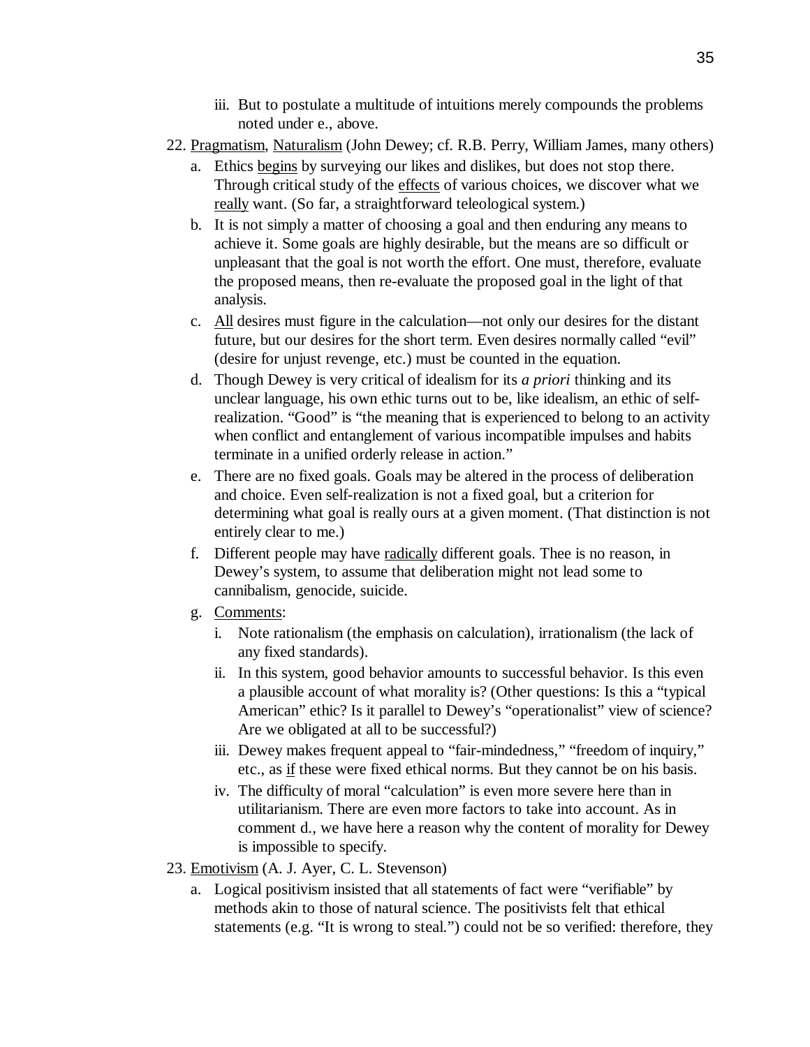iii. But to postulate a multitude of intuitions merely compounds the problems noted under e., above.

22. <u>Pragmatism</u>, <u>Naturalism</u> (John Dewey; cf. R.B. Perry, William James, many others)
    a. Ethics <u>begins</u> by surveying our likes and dislikes, but does not stop there. Through critical study of the <u>effects</u> of various choices, we discover what we <u>really</u> want. (So far, a straightforward teleological system.)
    b. It is not simply a matter of choosing a goal and then enduring any means to achieve it. Some goals are highly desirable, but the means are so difficult or unpleasant that the goal is not worth the effort. One must, therefore, evaluate the proposed means, then re-evaluate the proposed goal in the light of that analysis.
    c. <u>All</u> desires must figure in the calculation—not only our desires for the distant future, but our desires for the short term. Even desires normally called "evil" (desire for unjust revenge, etc.) must be counted in the equation.
    d. Though Dewey is very critical of idealism for its *a priori* thinking and its unclear language, his own ethic turns out to be, like idealism, an ethic of self-realization. "Good" is "the meaning that is experienced to belong to an activity when conflict and entanglement of various incompatible impulses and habits terminate in a unified orderly release in action."
    e. There are no fixed goals. Goals may be altered in the process of deliberation and choice. Even self-realization is not a fixed goal, but a criterion for determining what goal is really ours at a given moment. (That distinction is not entirely clear to me.)
    f. Different people may have <u>radically</u> different goals. Thee is no reason, in Dewey's system, to assume that deliberation might not lead some to cannibalism, genocide, suicide.
    g. <u>Comments</u>:
       i. Note rationalism (the emphasis on calculation), irrationalism (the lack of any fixed standards).
       ii. In this system, good behavior amounts to successful behavior. Is this even a plausible account of what morality is? (Other questions: Is this a "typical American" ethic? Is it parallel to Dewey's "operationalist" view of science? Are we obligated at all to be successful?)
       iii. Dewey makes frequent appeal to "fair-mindedness," "freedom of inquiry," etc., as <u>if</u> these were fixed ethical norms. But they cannot be on his basis.
       iv. The difficulty of moral "calculation" is even more severe here than in utilitarianism. There are even more factors to take into account. As in comment d., we have here a reason why the content of morality for Dewey is impossible to specify.

23. <u>Emotivism</u> (A. J. Ayer, C. L. Stevenson)
    a. Logical positivism insisted that all statements of fact were "verifiable" by methods akin to those of natural science. The positivists felt that ethical statements (e.g. "It is wrong to steal.") could not be so verified: therefore, they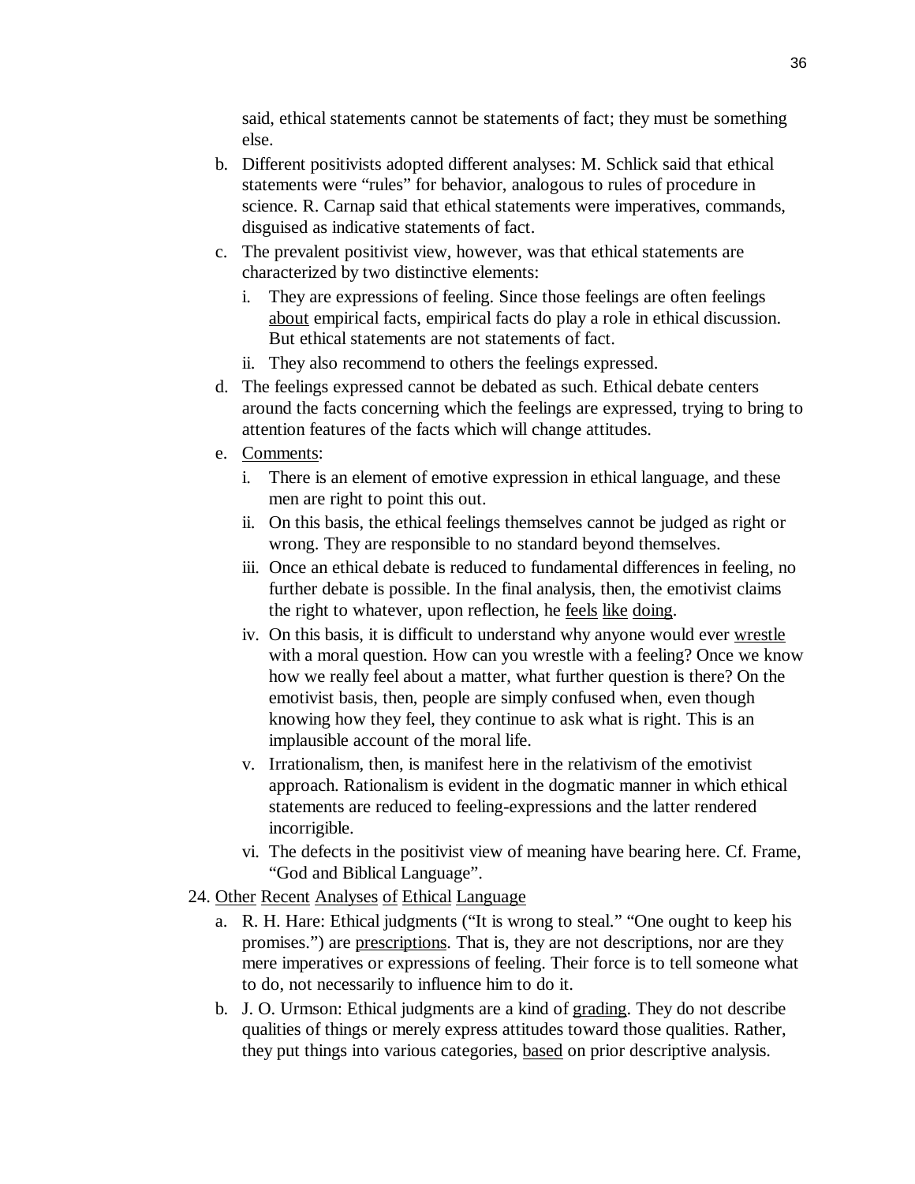said, ethical statements cannot be statements of fact; they must be something else.

b. Different positivists adopted different analyses: M. Schlick said that ethical statements were "rules" for behavior, analogous to rules of procedure in science. R. Carnap said that ethical statements were imperatives, commands, disguised as indicative statements of fact.

c. The prevalent positivist view, however, was that ethical statements are characterized by two distinctive elements:

   i. They are expressions of feeling. Since those feelings are often feelings <u>about</u> empirical facts, empirical facts do play a role in ethical discussion. But ethical statements are not statements of fact.

   ii. They also recommend to others the feelings expressed.

d. The feelings expressed cannot be debated as such. Ethical debate centers around the facts concerning which the feelings are expressed, trying to bring to attention features of the facts which will change attitudes.

e. <u>Comments</u>:

   i. There is an element of emotive expression in ethical language, and these men are right to point this out.

   ii. On this basis, the ethical feelings themselves cannot be judged as right or wrong. They are responsible to no standard beyond themselves.

   iii. Once an ethical debate is reduced to fundamental differences in feeling, no further debate is possible. In the final analysis, then, the emotivist claims the right to whatever, upon reflection, he <u>feels like doing</u>.

   iv. On this basis, it is difficult to understand why anyone would ever <u>wrestle</u> with a moral question. How can you wrestle with a feeling? Once we know how we really feel about a matter, what further question is there? On the emotivist basis, then, people are simply confused when, even though knowing how they feel, they continue to ask what is right. This is an implausible account of the moral life.

   v. Irrationalism, then, is manifest here in the relativism of the emotivist approach. Rationalism is evident in the dogmatic manner in which ethical statements are reduced to feeling-expressions and the latter rendered incorrigible.

   vi. The defects in the positivist view of meaning have bearing here. Cf. Frame, "God and Biblical Language".

24. <u>Other Recent Analyses of Ethical Language</u>

a. R. H. Hare: Ethical judgments ("It is wrong to steal." "One ought to keep his promises.") are <u>prescriptions</u>. That is, they are not descriptions, nor are they mere imperatives or expressions of feeling. Their force is to tell someone what to do, not necessarily to influence him to do it.

b. J. O. Urmson: Ethical judgments are a kind of <u>grading</u>. They do not describe qualities of things or merely express attitudes toward those qualities. Rather, they put things into various categories, <u>based</u> on prior descriptive analysis.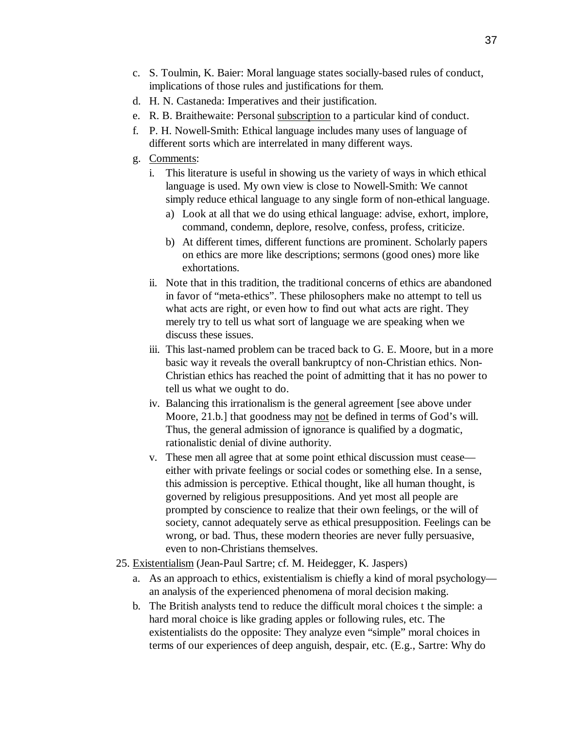c. S. Toulmin, K. Baier: Moral language states socially-based rules of conduct, implications of those rules and justifications for them.

d. H. N. Castaneda: Imperatives and their justification.

e. R. B. Braithewaite: Personal <u>subscription</u> to a particular kind of conduct.

f. P. H. Nowell-Smith: Ethical language includes many uses of language of different sorts which are interrelated in many different ways.

g. <u>Comments</u>:

   i. This literature is useful in showing us the variety of ways in which ethical language is used. My own view is close to Nowell-Smith: We cannot simply reduce ethical language to any single form of non-ethical language.

      a) Look at all that we do using ethical language: advise, exhort, implore, command, condemn, deplore, resolve, confess, profess, criticize.

      b) At different times, different functions are prominent. Scholarly papers on ethics are more like descriptions; sermons (good ones) more like exhortations.

   ii. Note that in this tradition, the traditional concerns of ethics are abandoned in favor of "meta-ethics". These philosophers make no attempt to tell us what acts are right, or even how to find out what acts are right. They merely try to tell us what sort of language we are speaking when we discuss these issues.

   iii. This last-named problem can be traced back to G. E. Moore, but in a more basic way it reveals the overall bankruptcy of non-Christian ethics. Non-Christian ethics has reached the point of admitting that it has no power to tell us what we ought to do.

   iv. Balancing this irrationalism is the general agreement [see above under Moore, 21.b.] that goodness may <u>not</u> be defined in terms of God's will. Thus, the general admission of ignorance is qualified by a dogmatic, rationalistic denial of divine authority.

   v. These men all agree that at some point ethical discussion must cease—either with private feelings or social codes or something else. In a sense, this admission is perceptive. Ethical thought, like all human thought, is governed by religious presuppositions. And yet most all people are prompted by conscience to realize that their own feelings, or the will of society, cannot adequately serve as ethical presupposition. Feelings can be wrong, or bad. Thus, these modern theories are never fully persuasive, even to non-Christians themselves.

25. <u>Existentialism</u> (Jean-Paul Sartre; cf. M. Heidegger, K. Jaspers)

   a. As an approach to ethics, existentialism is chiefly a kind of moral psychology—an analysis of the experienced phenomena of moral decision making.

   b. The British analysts tend to reduce the difficult moral choices t the simple: a hard moral choice is like grading apples or following rules, etc. The existentialists do the opposite: They analyze even "simple" moral choices in terms of our experiences of deep anguish, despair, etc. (E.g., Sartre: Why do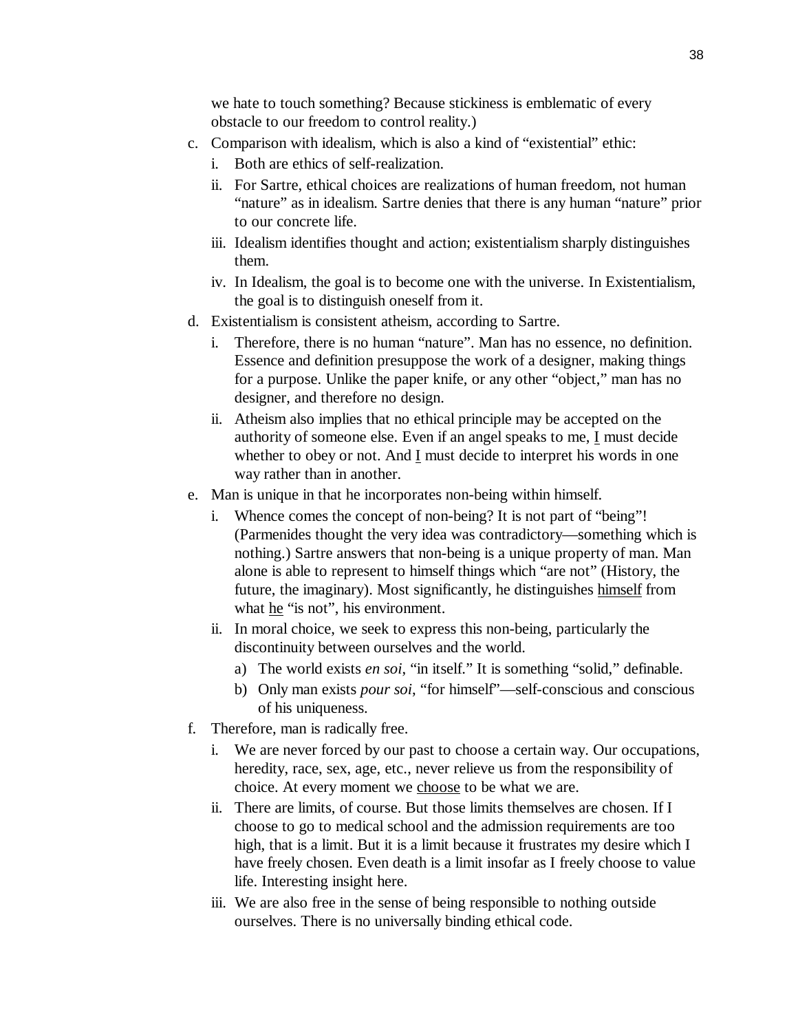we hate to touch something? Because stickiness is emblematic of every obstacle to our freedom to control reality.)

c. Comparison with idealism, which is also a kind of "existential" ethic:
   i. Both are ethics of self-realization.
   ii. For Sartre, ethical choices are realizations of human freedom, not human "nature" as in idealism. Sartre denies that there is any human "nature" prior to our concrete life.
   iii. Idealism identifies thought and action; existentialism sharply distinguishes them.
   iv. In Idealism, the goal is to become one with the universe. In Existentialism, the goal is to distinguish oneself from it.
d. Existentialism is consistent atheism, according to Sartre.
   i. Therefore, there is no human "nature". Man has no essence, no definition. Essence and definition presuppose the work of a designer, making things for a purpose. Unlike the paper knife, or any other "object," man has no designer, and therefore no design.
   ii. Atheism also implies that no ethical principle may be accepted on the authority of someone else. Even if an angel speaks to me, <u>I</u> must decide whether to obey or not. And <u>I</u> must decide to interpret his words in one way rather than in another.
e. Man is unique in that he incorporates non-being within himself.
   i. Whence comes the concept of non-being? It is not part of "being"! (Parmenides thought the very idea was contradictory—something which is nothing.) Sartre answers that non-being is a unique property of man. Man alone is able to represent to himself things which "are not" (History, the future, the imaginary). Most significantly, he distinguishes <u>himself</u> from what <u>he</u> "is not", his environment.
   ii. In moral choice, we seek to express this non-being, particularly the discontinuity between ourselves and the world.
      a) The world exists *en soi*, "in itself." It is something "solid," definable.
      b) Only man exists *pour soi*, "for himself"—self-conscious and conscious of his uniqueness.
f. Therefore, man is radically free.
   i. We are never forced by our past to choose a certain way. Our occupations, heredity, race, sex, age, etc., never relieve us from the responsibility of choice. At every moment we <u>choose</u> to be what we are.
   ii. There are limits, of course. But those limits themselves are chosen. If I choose to go to medical school and the admission requirements are too high, that is a limit. But it is a limit because it frustrates my desire which I have freely chosen. Even death is a limit insofar as I freely choose to value life. Interesting insight here.
   iii. We are also free in the sense of being responsible to nothing outside ourselves. There is no universally binding ethical code.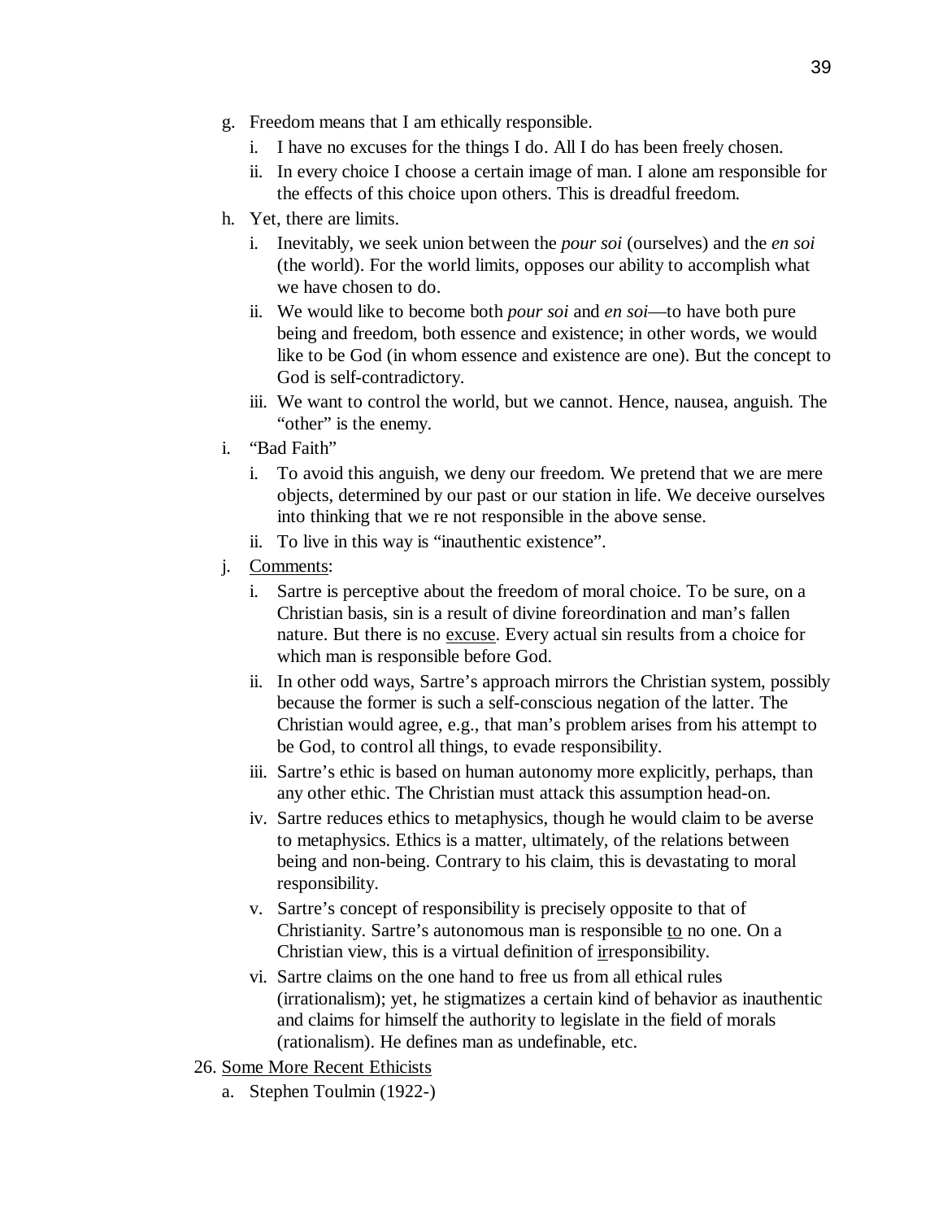g. Freedom means that I am ethically responsible.
    i. I have no excuses for the things I do. All I do has been freely chosen.
    ii. In every choice I choose a certain image of man. I alone am responsible for the effects of this choice upon others. This is dreadful freedom.

h. Yet, there are limits.
    i. Inevitably, we seek union between the *pour soi* (ourselves) and the *en soi* (the world). For the world limits, opposes our ability to accomplish what we have chosen to do.
    ii. We would like to become both *pour soi* and *en soi*—to have both pure being and freedom, both essence and existence; in other words, we would like to be God (in whom essence and existence are one). But the concept to God is self-contradictory.
    iii. We want to control the world, but we cannot. Hence, nausea, anguish. The "other" is the enemy.

i. "Bad Faith"
    i. To avoid this anguish, we deny our freedom. We pretend that we are mere objects, determined by our past or our station in life. We deceive ourselves into thinking that we re not responsible in the above sense.
    ii. To live in this way is "inauthentic existence".

j. <u>Comments</u>:
    i. Sartre is perceptive about the freedom of moral choice. To be sure, on a Christian basis, sin is a result of divine foreordination and man's fallen nature. But there is no <u>excuse</u>. Every actual sin results from a choice for which man is responsible before God.
    ii. In other odd ways, Sartre's approach mirrors the Christian system, possibly because the former is such a self-conscious negation of the latter. The Christian would agree, e.g., that man's problem arises from his attempt to be God, to control all things, to evade responsibility.
    iii. Sartre's ethic is based on human autonomy more explicitly, perhaps, than any other ethic. The Christian must attack this assumption head-on.
    iv. Sartre reduces ethics to metaphysics, though he would claim to be averse to metaphysics. Ethics is a matter, ultimately, of the relations between being and non-being. Contrary to his claim, this is devastating to moral responsibility.
    v. Sartre's concept of responsibility is precisely opposite to that of Christianity. Sartre's autonomous man is responsible <u>to</u> no one. On a Christian view, this is a virtual definition of <u>ir</u>responsibility.
    vi. Sartre claims on the one hand to free us from all ethical rules (irrationalism); yet, he stigmatizes a certain kind of behavior as inauthentic and claims for himself the authority to legislate in the field of morals (rationalism). He defines man as undefinable, etc.

26. <u>Some More Recent Ethicists</u>
    a. Stephen Toulmin (1922-)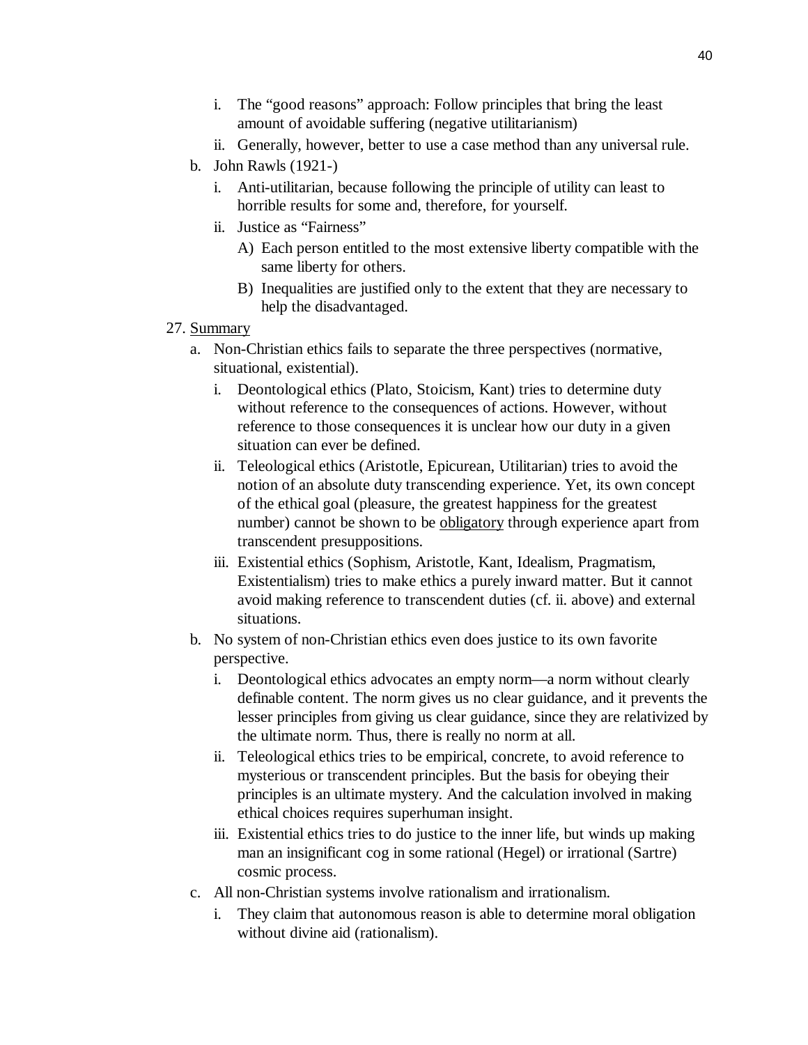i. The "good reasons" approach: Follow principles that bring the least amount of avoidable suffering (negative utilitarianism)
   ii. Generally, however, better to use a case method than any universal rule.

b. John Rawls (1921-)
   i. Anti-utilitarian, because following the principle of utility can least to horrible results for some and, therefore, for yourself.
   ii. Justice as "Fairness"
      A) Each person entitled to the most extensive liberty compatible with the same liberty for others.
      B) Inequalities are justified only to the extent that they are necessary to help the disadvantaged.

27. <u>Summary</u>

a. Non-Christian ethics fails to separate the three perspectives (normative, situational, existential).
   i. Deontological ethics (Plato, Stoicism, Kant) tries to determine duty without reference to the consequences of actions. However, without reference to those consequences it is unclear how our duty in a given situation can ever be defined.
   ii. Teleological ethics (Aristotle, Epicurean, Utilitarian) tries to avoid the notion of an absolute duty transcending experience. Yet, its own concept of the ethical goal (pleasure, the greatest happiness for the greatest number) cannot be shown to be <u>obligatory</u> through experience apart from transcendent presuppositions.
   iii. Existential ethics (Sophism, Aristotle, Kant, Idealism, Pragmatism, Existentialism) tries to make ethics a purely inward matter. But it cannot avoid making reference to transcendent duties (cf. ii. above) and external situations.

b. No system of non-Christian ethics even does justice to its own favorite perspective.
   i. Deontological ethics advocates an empty norm—a norm without clearly definable content. The norm gives us no clear guidance, and it prevents the lesser principles from giving us clear guidance, since they are relativized by the ultimate norm. Thus, there is really no norm at all.
   ii. Teleological ethics tries to be empirical, concrete, to avoid reference to mysterious or transcendent principles. But the basis for obeying their principles is an ultimate mystery. And the calculation involved in making ethical choices requires superhuman insight.
   iii. Existential ethics tries to do justice to the inner life, but winds up making man an insignificant cog in some rational (Hegel) or irrational (Sartre) cosmic process.

c. All non-Christian systems involve rationalism and irrationalism.
   i. They claim that autonomous reason is able to determine moral obligation without divine aid (rationalism).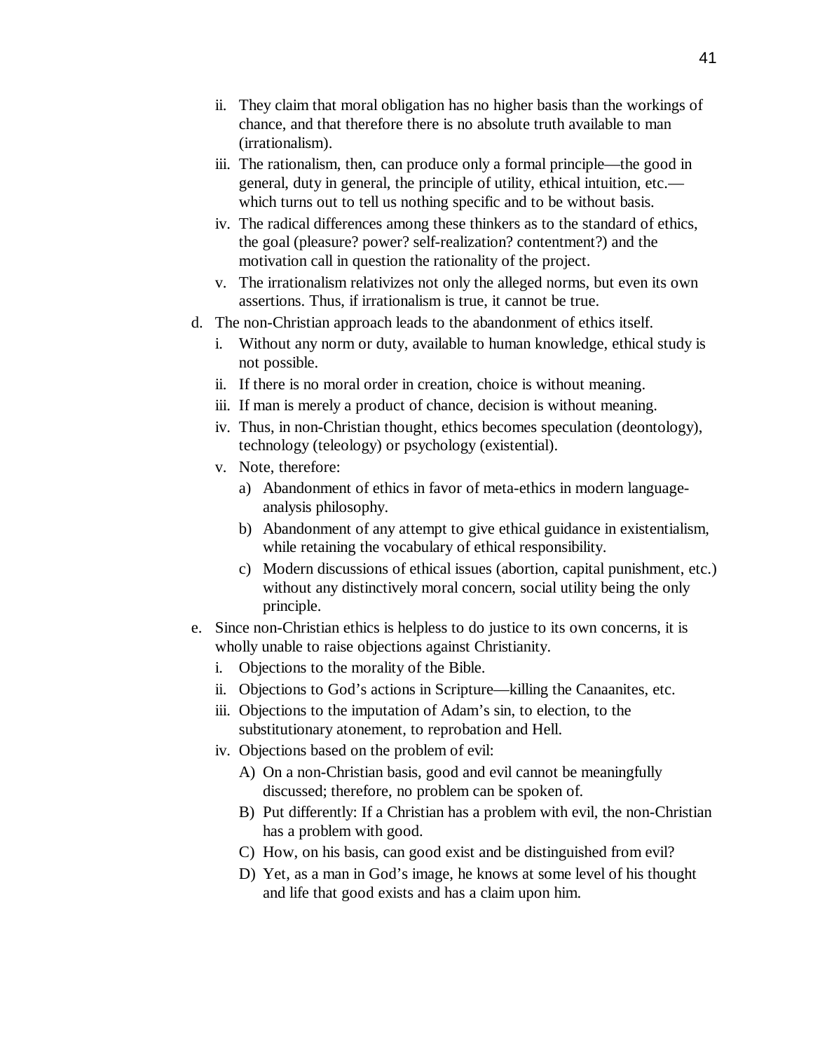ii. They claim that moral obligation has no higher basis than the workings of chance, and that therefore there is no absolute truth available to man (irrationalism).
   iii. The rationalism, then, can produce only a formal principle—the good in general, duty in general, the principle of utility, ethical intuition, etc.—which turns out to tell us nothing specific and to be without basis.
   iv. The radical differences among these thinkers as to the standard of ethics, the goal (pleasure? power? self-realization? contentment?) and the motivation call in question the rationality of the project.
   v. The irrationalism relativizes not only the alleged norms, but even its own assertions. Thus, if irrationalism is true, it cannot be true.

d. The non-Christian approach leads to the abandonment of ethics itself.
   i. Without any norm or duty, available to human knowledge, ethical study is not possible.
   ii. If there is no moral order in creation, choice is without meaning.
   iii. If man is merely a product of chance, decision is without meaning.
   iv. Thus, in non-Christian thought, ethics becomes speculation (deontology), technology (teleology) or psychology (existential).
   v. Note, therefore:
      a) Abandonment of ethics in favor of meta-ethics in modern language-analysis philosophy.
      b) Abandonment of any attempt to give ethical guidance in existentialism, while retaining the vocabulary of ethical responsibility.
      c) Modern discussions of ethical issues (abortion, capital punishment, etc.) without any distinctively moral concern, social utility being the only principle.

e. Since non-Christian ethics is helpless to do justice to its own concerns, it is wholly unable to raise objections against Christianity.
   i. Objections to the morality of the Bible.
   ii. Objections to God's actions in Scripture—killing the Canaanites, etc.
   iii. Objections to the imputation of Adam's sin, to election, to the substitutionary atonement, to reprobation and Hell.
   iv. Objections based on the problem of evil:
      A) On a non-Christian basis, good and evil cannot be meaningfully discussed; therefore, no problem can be spoken of.
      B) Put differently: If a Christian has a problem with evil, the non-Christian has a problem with good.
      C) How, on his basis, can good exist and be distinguished from evil?
      D) Yet, as a man in God's image, he knows at some level of his thought and life that good exists and has a claim upon him.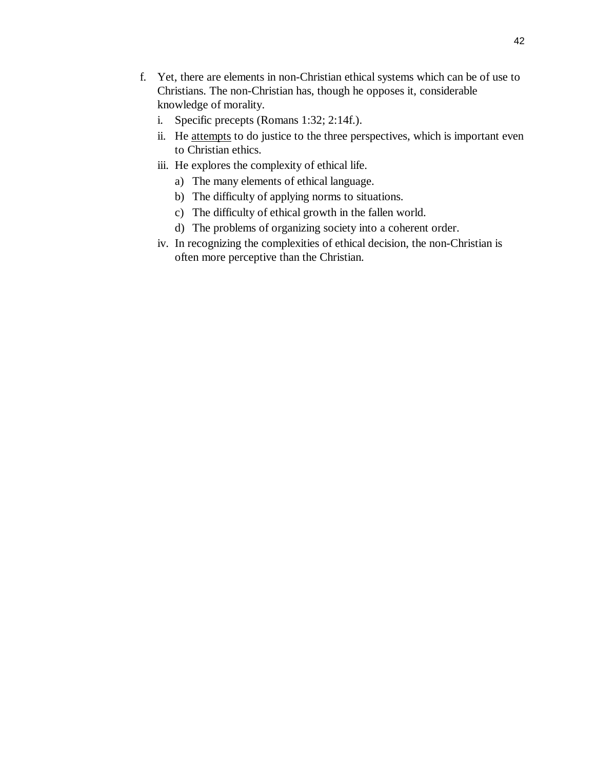f. Yet, there are elements in non-Christian ethical systems which can be of use to Christians. The non-Christian has, though he opposes it, considerable knowledge of morality.
   i. Specific precepts (Romans 1:32; 2:14f.).
   ii. He <u>attempts</u> to do justice to the three perspectives, which is important even to Christian ethics.
   iii. He explores the complexity of ethical life.
      a) The many elements of ethical language.
      b) The difficulty of applying norms to situations.
      c) The difficulty of ethical growth in the fallen world.
      d) The problems of organizing society into a coherent order.
   iv. In recognizing the complexities of ethical decision, the non-Christian is often more perceptive than the Christian.